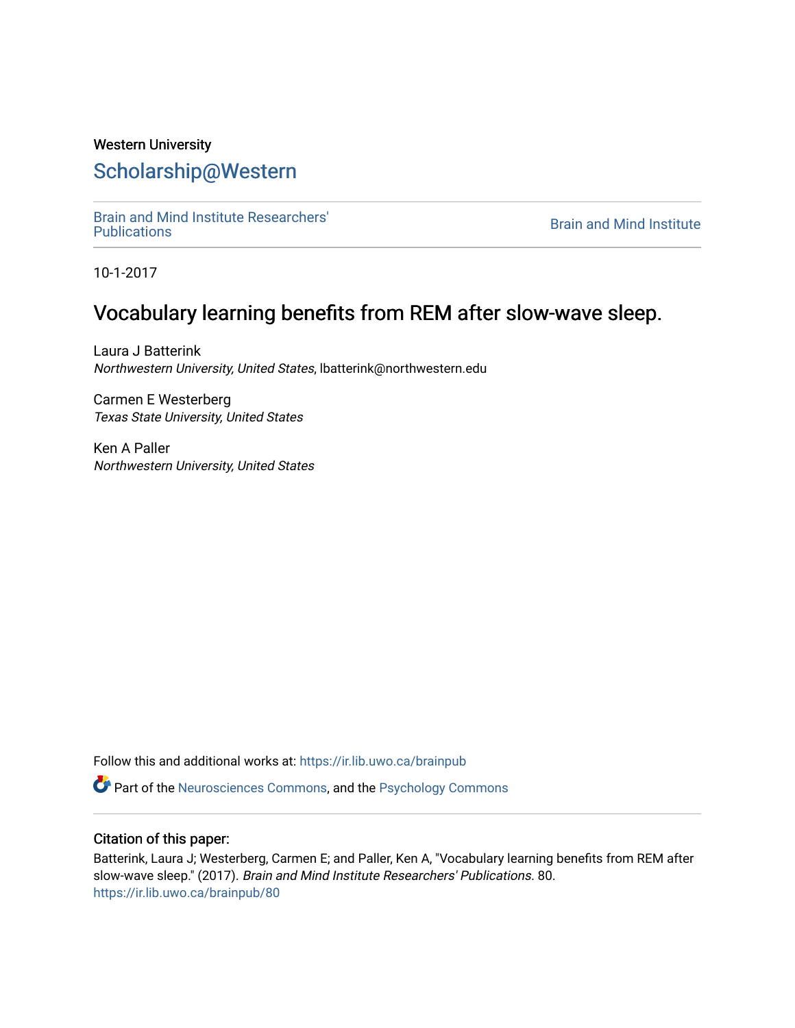Western University

# Scholarship@Western

Brain and Mind Institute Researchers' Publications

Brain and Mind Institute

10-1-2017

## Vocabulary learning benefits from REM after slow-wave sleep.

Laura J Batterink
*Northwestern University, United States*, lbatterink@northwestern.edu

Carmen E Westerberg
*Texas State University, United States*

Ken A Paller
*Northwestern University, United States*

Follow this and additional works at: https://ir.lib.uwo.ca/brainpub

Part of the Neurosciences Commons, and the Psychology Commons

### Citation of this paper:

Batterink, Laura J; Westerberg, Carmen E; and Paller, Ken A, "Vocabulary learning benefits from REM after slow-wave sleep." (2017). *Brain and Mind Institute Researchers' Publications*. 80.
https://ir.lib.uwo.ca/brainpub/80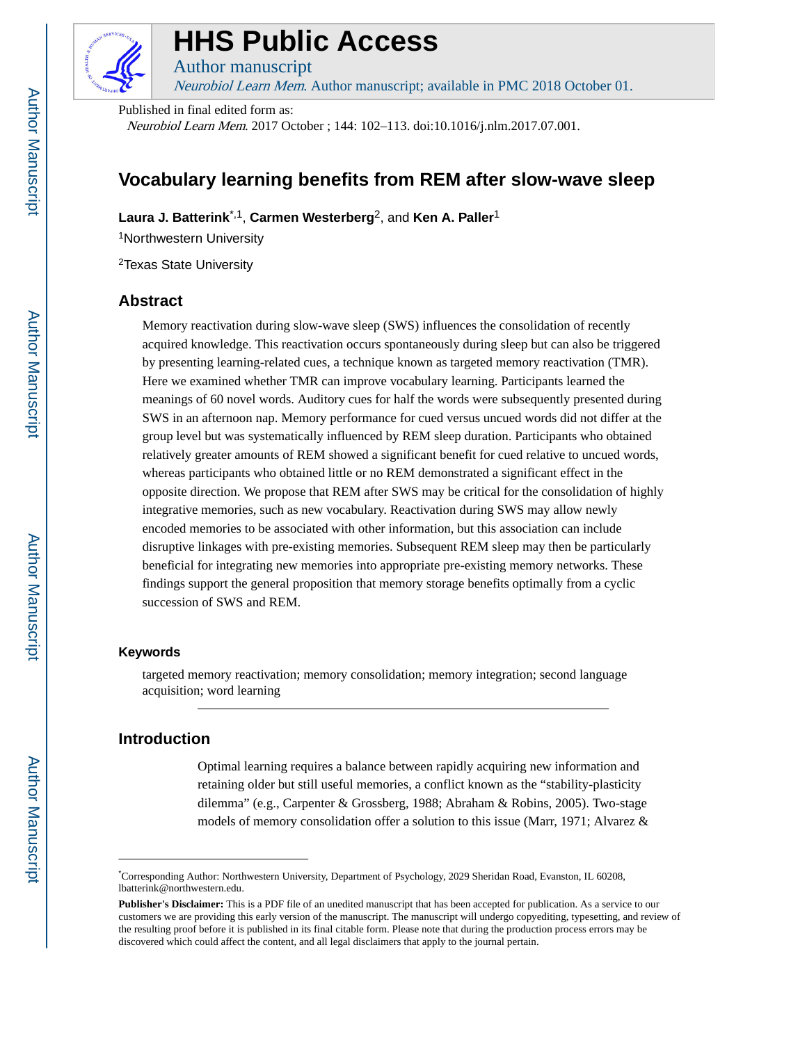# HHS Public Access

Author manuscript

*Neurobiol Learn Mem*. Author manuscript; available in PMC 2018 October 01.

Published in final edited form as:

*Neurobiol Learn Mem*. 2017 October ; 144: 102–113. doi:10.1016/j.nlm.2017.07.001.

# Vocabulary learning benefits from REM after slow-wave sleep

**Laura J. Batterink**[*,1], **Carmen Westerberg**[2], and **Ken A. Paller**[1]

[1]Northwestern University

[2]Texas State University

## Abstract

Memory reactivation during slow-wave sleep (SWS) influences the consolidation of recently acquired knowledge. This reactivation occurs spontaneously during sleep but can also be triggered by presenting learning-related cues, a technique known as targeted memory reactivation (TMR). Here we examined whether TMR can improve vocabulary learning. Participants learned the meanings of 60 novel words. Auditory cues for half the words were subsequently presented during SWS in an afternoon nap. Memory performance for cued versus uncued words did not differ at the group level but was systematically influenced by REM sleep duration. Participants who obtained relatively greater amounts of REM showed a significant benefit for cued relative to uncued words, whereas participants who obtained little or no REM demonstrated a significant effect in the opposite direction. We propose that REM after SWS may be critical for the consolidation of highly integrative memories, such as new vocabulary. Reactivation during SWS may allow newly encoded memories to be associated with other information, but this association can include disruptive linkages with pre-existing memories. Subsequent REM sleep may then be particularly beneficial for integrating new memories into appropriate pre-existing memory networks. These findings support the general proposition that memory storage benefits optimally from a cyclic succession of SWS and REM.

### Keywords

targeted memory reactivation; memory consolidation; memory integration; second language acquisition; word learning

## Introduction

Optimal learning requires a balance between rapidly acquiring new information and retaining older but still useful memories, a conflict known as the "stability-plasticity dilemma" (e.g., Carpenter & Grossberg, 1988; Abraham & Robins, 2005). Two-stage models of memory consolidation offer a solution to this issue (Marr, 1971; Alvarez &

---

[*]Corresponding Author: Northwestern University, Department of Psychology, 2029 Sheridan Road, Evanston, IL 60208, lbatterink@northwestern.edu.

**Publisher's Disclaimer:** This is a PDF file of an unedited manuscript that has been accepted for publication. As a service to our customers we are providing this early version of the manuscript. The manuscript will undergo copyediting, typesetting, and review of the resulting proof before it is published in its final citable form. Please note that during the production process errors may be discovered which could affect the content, and all legal disclaimers that apply to the journal pertain.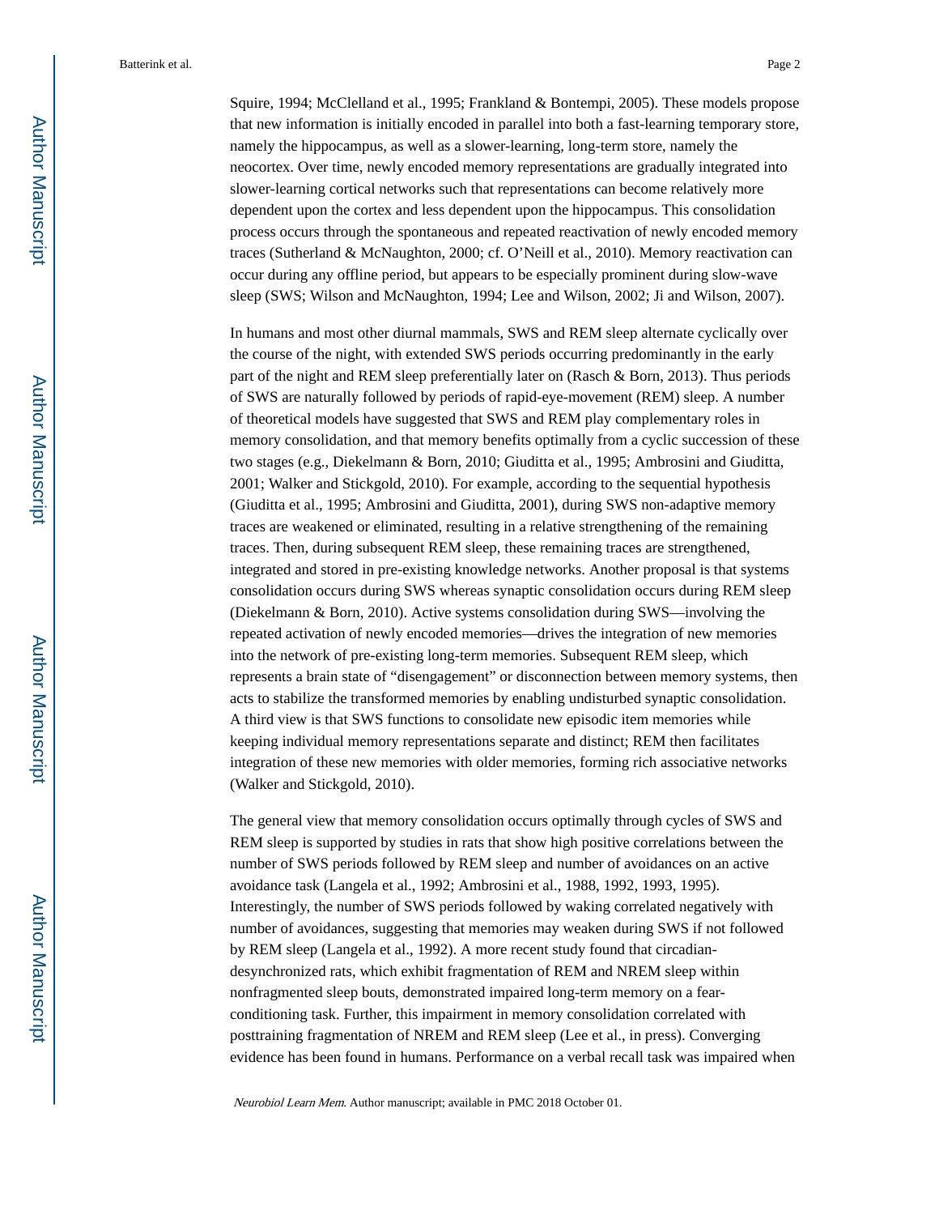Squire, 1994; McClelland et al., 1995; Frankland & Bontempi, 2005). These models propose that new information is initially encoded in parallel into both a fast-learning temporary store, namely the hippocampus, as well as a slower-learning, long-term store, namely the neocortex. Over time, newly encoded memory representations are gradually integrated into slower-learning cortical networks such that representations can become relatively more dependent upon the cortex and less dependent upon the hippocampus. This consolidation process occurs through the spontaneous and repeated reactivation of newly encoded memory traces (Sutherland & McNaughton, 2000; cf. O'Neill et al., 2010). Memory reactivation can occur during any offline period, but appears to be especially prominent during slow-wave sleep (SWS; Wilson and McNaughton, 1994; Lee and Wilson, 2002; Ji and Wilson, 2007).

In humans and most other diurnal mammals, SWS and REM sleep alternate cyclically over the course of the night, with extended SWS periods occurring predominantly in the early part of the night and REM sleep preferentially later on (Rasch & Born, 2013). Thus periods of SWS are naturally followed by periods of rapid-eye-movement (REM) sleep. A number of theoretical models have suggested that SWS and REM play complementary roles in memory consolidation, and that memory benefits optimally from a cyclic succession of these two stages (e.g., Diekelmann & Born, 2010; Giuditta et al., 1995; Ambrosini and Giuditta, 2001; Walker and Stickgold, 2010). For example, according to the sequential hypothesis (Giuditta et al., 1995; Ambrosini and Giuditta, 2001), during SWS non-adaptive memory traces are weakened or eliminated, resulting in a relative strengthening of the remaining traces. Then, during subsequent REM sleep, these remaining traces are strengthened, integrated and stored in pre-existing knowledge networks. Another proposal is that systems consolidation occurs during SWS whereas synaptic consolidation occurs during REM sleep (Diekelmann & Born, 2010). Active systems consolidation during SWS—involving the repeated activation of newly encoded memories—drives the integration of new memories into the network of pre-existing long-term memories. Subsequent REM sleep, which represents a brain state of "disengagement" or disconnection between memory systems, then acts to stabilize the transformed memories by enabling undisturbed synaptic consolidation. A third view is that SWS functions to consolidate new episodic item memories while keeping individual memory representations separate and distinct; REM then facilitates integration of these new memories with older memories, forming rich associative networks (Walker and Stickgold, 2010).

The general view that memory consolidation occurs optimally through cycles of SWS and REM sleep is supported by studies in rats that show high positive correlations between the number of SWS periods followed by REM sleep and number of avoidances on an active avoidance task (Langela et al., 1992; Ambrosini et al., 1988, 1992, 1993, 1995). Interestingly, the number of SWS periods followed by waking correlated negatively with number of avoidances, suggesting that memories may weaken during SWS if not followed by REM sleep (Langela et al., 1992). A more recent study found that circadian-desynchronized rats, which exhibit fragmentation of REM and NREM sleep within nonfragmented sleep bouts, demonstrated impaired long-term memory on a fear-conditioning task. Further, this impairment in memory consolidation correlated with posttraining fragmentation of NREM and REM sleep (Lee et al., in press). Converging evidence has been found in humans. Performance on a verbal recall task was impaired when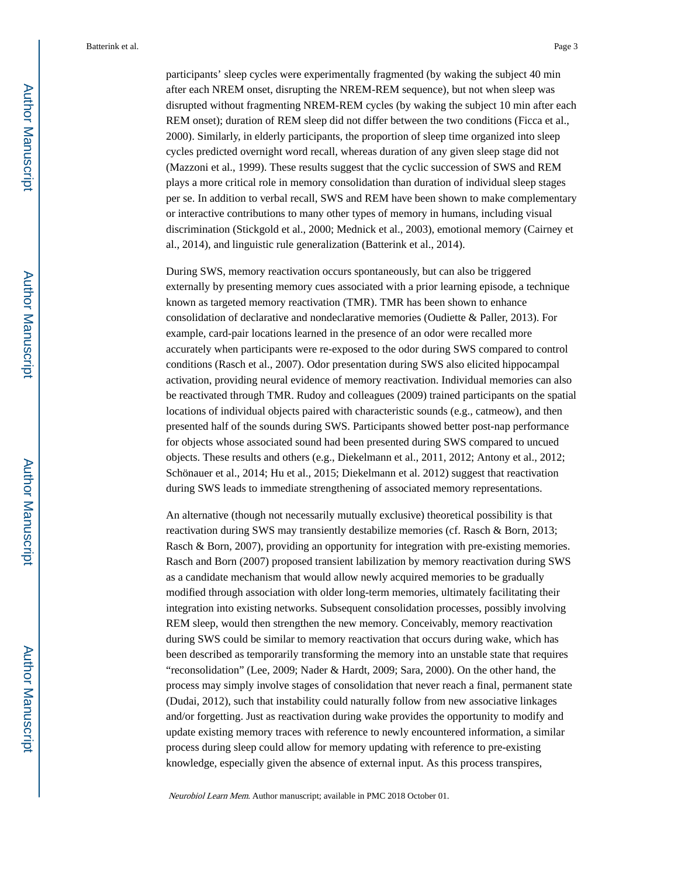participants' sleep cycles were experimentally fragmented (by waking the subject 40 min after each NREM onset, disrupting the NREM-REM sequence), but not when sleep was disrupted without fragmenting NREM-REM cycles (by waking the subject 10 min after each REM onset); duration of REM sleep did not differ between the two conditions (Ficca et al., 2000). Similarly, in elderly participants, the proportion of sleep time organized into sleep cycles predicted overnight word recall, whereas duration of any given sleep stage did not (Mazzoni et al., 1999). These results suggest that the cyclic succession of SWS and REM plays a more critical role in memory consolidation than duration of individual sleep stages per se. In addition to verbal recall, SWS and REM have been shown to make complementary or interactive contributions to many other types of memory in humans, including visual discrimination (Stickgold et al., 2000; Mednick et al., 2003), emotional memory (Cairney et al., 2014), and linguistic rule generalization (Batterink et al., 2014).

During SWS, memory reactivation occurs spontaneously, but can also be triggered externally by presenting memory cues associated with a prior learning episode, a technique known as targeted memory reactivation (TMR). TMR has been shown to enhance consolidation of declarative and nondeclarative memories (Oudiette & Paller, 2013). For example, card-pair locations learned in the presence of an odor were recalled more accurately when participants were re-exposed to the odor during SWS compared to control conditions (Rasch et al., 2007). Odor presentation during SWS also elicited hippocampal activation, providing neural evidence of memory reactivation. Individual memories can also be reactivated through TMR. Rudoy and colleagues (2009) trained participants on the spatial locations of individual objects paired with characteristic sounds (e.g., catmeow), and then presented half of the sounds during SWS. Participants showed better post-nap performance for objects whose associated sound had been presented during SWS compared to uncued objects. These results and others (e.g., Diekelmann et al., 2011, 2012; Antony et al., 2012; Schönauer et al., 2014; Hu et al., 2015; Diekelmann et al. 2012) suggest that reactivation during SWS leads to immediate strengthening of associated memory representations.

An alternative (though not necessarily mutually exclusive) theoretical possibility is that reactivation during SWS may transiently destabilize memories (cf. Rasch & Born, 2013; Rasch & Born, 2007), providing an opportunity for integration with pre-existing memories. Rasch and Born (2007) proposed transient labilization by memory reactivation during SWS as a candidate mechanism that would allow newly acquired memories to be gradually modified through association with older long-term memories, ultimately facilitating their integration into existing networks. Subsequent consolidation processes, possibly involving REM sleep, would then strengthen the new memory. Conceivably, memory reactivation during SWS could be similar to memory reactivation that occurs during wake, which has been described as temporarily transforming the memory into an unstable state that requires "reconsolidation" (Lee, 2009; Nader & Hardt, 2009; Sara, 2000). On the other hand, the process may simply involve stages of consolidation that never reach a final, permanent state (Dudai, 2012), such that instability could naturally follow from new associative linkages and/or forgetting. Just as reactivation during wake provides the opportunity to modify and update existing memory traces with reference to newly encountered information, a similar process during sleep could allow for memory updating with reference to pre-existing knowledge, especially given the absence of external input. As this process transpires,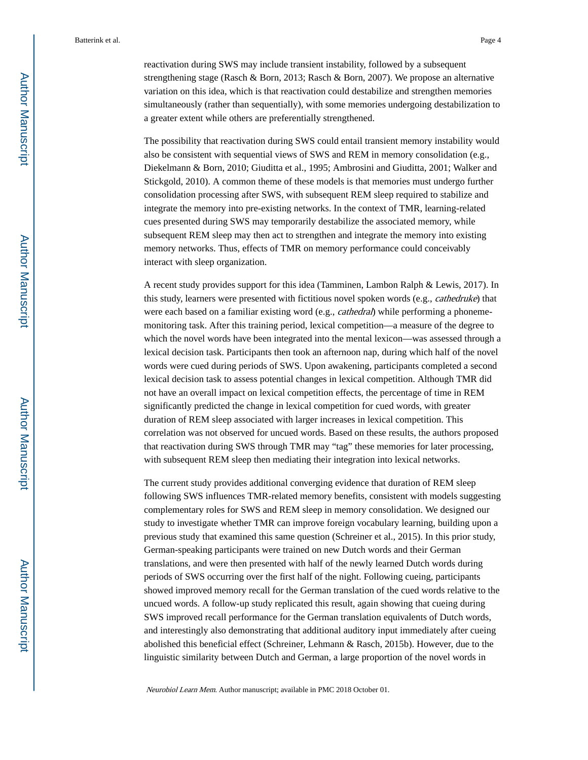reactivation during SWS may include transient instability, followed by a subsequent strengthening stage (Rasch & Born, 2013; Rasch & Born, 2007). We propose an alternative variation on this idea, which is that reactivation could destabilize and strengthen memories simultaneously (rather than sequentially), with some memories undergoing destabilization to a greater extent while others are preferentially strengthened.

The possibility that reactivation during SWS could entail transient memory instability would also be consistent with sequential views of SWS and REM in memory consolidation (e.g., Diekelmann & Born, 2010; Giuditta et al., 1995; Ambrosini and Giuditta, 2001; Walker and Stickgold, 2010). A common theme of these models is that memories must undergo further consolidation processing after SWS, with subsequent REM sleep required to stabilize and integrate the memory into pre-existing networks. In the context of TMR, learning-related cues presented during SWS may temporarily destabilize the associated memory, while subsequent REM sleep may then act to strengthen and integrate the memory into existing memory networks. Thus, effects of TMR on memory performance could conceivably interact with sleep organization.

A recent study provides support for this idea (Tamminen, Lambon Ralph & Lewis, 2017). In this study, learners were presented with fictitious novel spoken words (e.g., *cathedruke*) that were each based on a familiar existing word (e.g., *cathedral*) while performing a phoneme-monitoring task. After this training period, lexical competition—a measure of the degree to which the novel words have been integrated into the mental lexicon—was assessed through a lexical decision task. Participants then took an afternoon nap, during which half of the novel words were cued during periods of SWS. Upon awakening, participants completed a second lexical decision task to assess potential changes in lexical competition. Although TMR did not have an overall impact on lexical competition effects, the percentage of time in REM significantly predicted the change in lexical competition for cued words, with greater duration of REM sleep associated with larger increases in lexical competition. This correlation was not observed for uncued words. Based on these results, the authors proposed that reactivation during SWS through TMR may "tag" these memories for later processing, with subsequent REM sleep then mediating their integration into lexical networks.

The current study provides additional converging evidence that duration of REM sleep following SWS influences TMR-related memory benefits, consistent with models suggesting complementary roles for SWS and REM sleep in memory consolidation. We designed our study to investigate whether TMR can improve foreign vocabulary learning, building upon a previous study that examined this same question (Schreiner et al., 2015). In this prior study, German-speaking participants were trained on new Dutch words and their German translations, and were then presented with half of the newly learned Dutch words during periods of SWS occurring over the first half of the night. Following cueing, participants showed improved memory recall for the German translation of the cued words relative to the uncued words. A follow-up study replicated this result, again showing that cueing during SWS improved recall performance for the German translation equivalents of Dutch words, and interestingly also demonstrating that additional auditory input immediately after cueing abolished this beneficial effect (Schreiner, Lehmann & Rasch, 2015b). However, due to the linguistic similarity between Dutch and German, a large proportion of the novel words in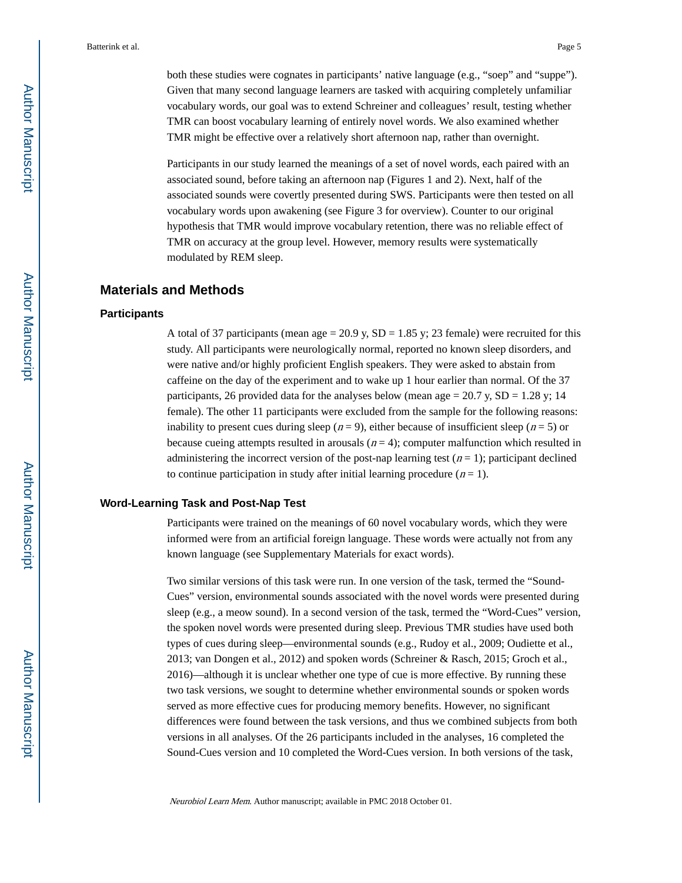both these studies were cognates in participants' native language (e.g., "soep" and "suppe"). Given that many second language learners are tasked with acquiring completely unfamiliar vocabulary words, our goal was to extend Schreiner and colleagues' result, testing whether TMR can boost vocabulary learning of entirely novel words. We also examined whether TMR might be effective over a relatively short afternoon nap, rather than overnight.

Participants in our study learned the meanings of a set of novel words, each paired with an associated sound, before taking an afternoon nap (Figures 1 and 2). Next, half of the associated sounds were covertly presented during SWS. Participants were then tested on all vocabulary words upon awakening (see Figure 3 for overview). Counter to our original hypothesis that TMR would improve vocabulary retention, there was no reliable effect of TMR on accuracy at the group level. However, memory results were systematically modulated by REM sleep.

## Materials and Methods

### Participants

A total of 37 participants (mean age = 20.9 y, SD = 1.85 y; 23 female) were recruited for this study. All participants were neurologically normal, reported no known sleep disorders, and were native and/or highly proficient English speakers. They were asked to abstain from caffeine on the day of the experiment and to wake up 1 hour earlier than normal. Of the 37 participants, 26 provided data for the analyses below (mean age = 20.7 y, SD = 1.28 y; 14 female). The other 11 participants were excluded from the sample for the following reasons: inability to present cues during sleep ($n = 9$), either because of insufficient sleep ($n = 5$) or because cueing attempts resulted in arousals ($n = 4$); computer malfunction which resulted in administering the incorrect version of the post-nap learning test ($n = 1$); participant declined to continue participation in study after initial learning procedure ($n = 1$).

### Word-Learning Task and Post-Nap Test

Participants were trained on the meanings of 60 novel vocabulary words, which they were informed were from an artificial foreign language. These words were actually not from any known language (see Supplementary Materials for exact words).

Two similar versions of this task were run. In one version of the task, termed the "Sound-Cues" version, environmental sounds associated with the novel words were presented during sleep (e.g., a meow sound). In a second version of the task, termed the "Word-Cues" version, the spoken novel words were presented during sleep. Previous TMR studies have used both types of cues during sleep—environmental sounds (e.g., Rudoy et al., 2009; Oudiette et al., 2013; van Dongen et al., 2012) and spoken words (Schreiner & Rasch, 2015; Groch et al., 2016)—although it is unclear whether one type of cue is more effective. By running these two task versions, we sought to determine whether environmental sounds or spoken words served as more effective cues for producing memory benefits. However, no significant differences were found between the task versions, and thus we combined subjects from both versions in all analyses. Of the 26 participants included in the analyses, 16 completed the Sound-Cues version and 10 completed the Word-Cues version. In both versions of the task,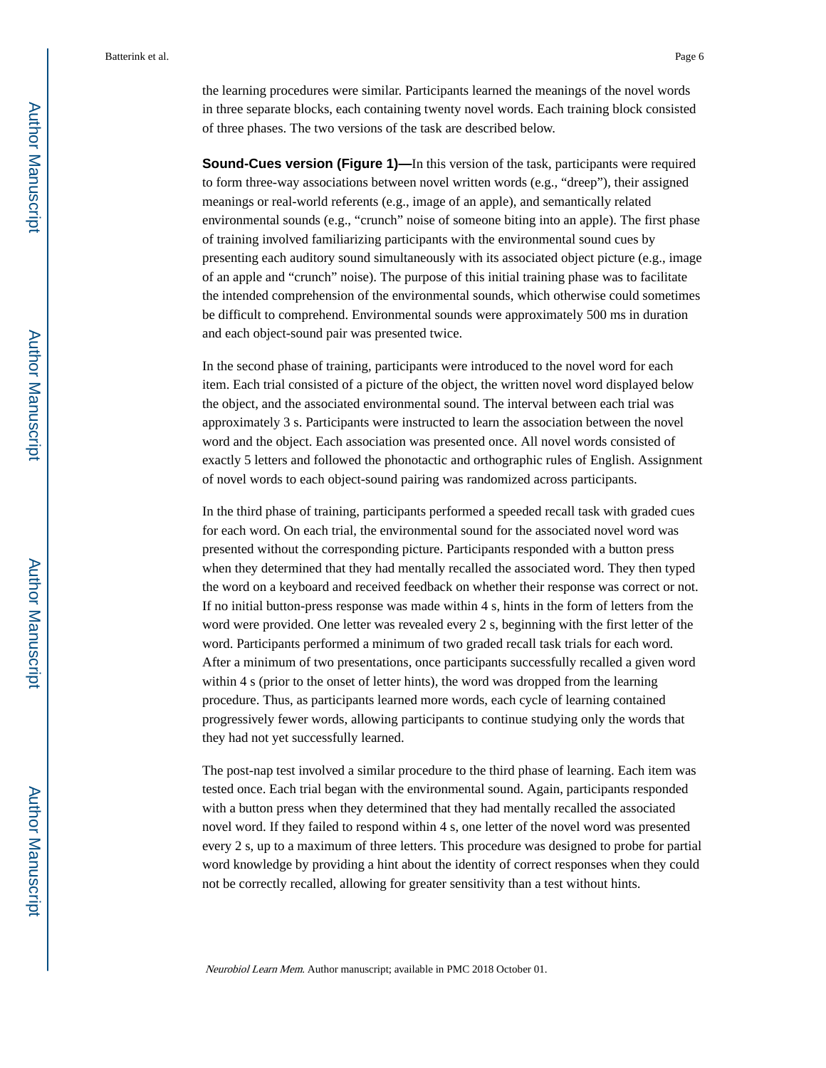the learning procedures were similar. Participants learned the meanings of the novel words in three separate blocks, each containing twenty novel words. Each training block consisted of three phases. The two versions of the task are described below.

**Sound-Cues version (Figure 1)—**In this version of the task, participants were required to form three-way associations between novel written words (e.g., "dreep"), their assigned meanings or real-world referents (e.g., image of an apple), and semantically related environmental sounds (e.g., "crunch" noise of someone biting into an apple). The first phase of training involved familiarizing participants with the environmental sound cues by presenting each auditory sound simultaneously with its associated object picture (e.g., image of an apple and "crunch" noise). The purpose of this initial training phase was to facilitate the intended comprehension of the environmental sounds, which otherwise could sometimes be difficult to comprehend. Environmental sounds were approximately 500 ms in duration and each object-sound pair was presented twice.

In the second phase of training, participants were introduced to the novel word for each item. Each trial consisted of a picture of the object, the written novel word displayed below the object, and the associated environmental sound. The interval between each trial was approximately 3 s. Participants were instructed to learn the association between the novel word and the object. Each association was presented once. All novel words consisted of exactly 5 letters and followed the phonotactic and orthographic rules of English. Assignment of novel words to each object-sound pairing was randomized across participants.

In the third phase of training, participants performed a speeded recall task with graded cues for each word. On each trial, the environmental sound for the associated novel word was presented without the corresponding picture. Participants responded with a button press when they determined that they had mentally recalled the associated word. They then typed the word on a keyboard and received feedback on whether their response was correct or not. If no initial button-press response was made within 4 s, hints in the form of letters from the word were provided. One letter was revealed every 2 s, beginning with the first letter of the word. Participants performed a minimum of two graded recall task trials for each word. After a minimum of two presentations, once participants successfully recalled a given word within 4 s (prior to the onset of letter hints), the word was dropped from the learning procedure. Thus, as participants learned more words, each cycle of learning contained progressively fewer words, allowing participants to continue studying only the words that they had not yet successfully learned.

The post-nap test involved a similar procedure to the third phase of learning. Each item was tested once. Each trial began with the environmental sound. Again, participants responded with a button press when they determined that they had mentally recalled the associated novel word. If they failed to respond within 4 s, one letter of the novel word was presented every 2 s, up to a maximum of three letters. This procedure was designed to probe for partial word knowledge by providing a hint about the identity of correct responses when they could not be correctly recalled, allowing for greater sensitivity than a test without hints.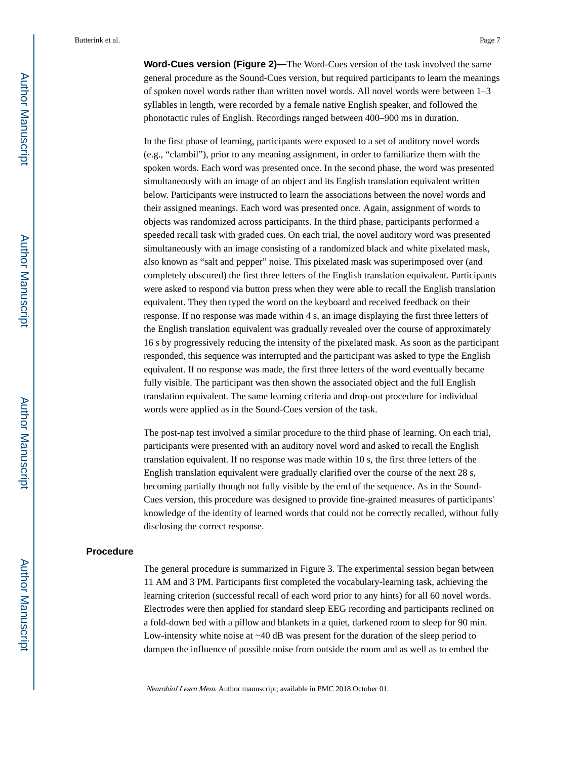**Word-Cues version (Figure 2)—**The Word-Cues version of the task involved the same general procedure as the Sound-Cues version, but required participants to learn the meanings of spoken novel words rather than written novel words. All novel words were between 1–3 syllables in length, were recorded by a female native English speaker, and followed the phonotactic rules of English. Recordings ranged between 400–900 ms in duration.

In the first phase of learning, participants were exposed to a set of auditory novel words (e.g., "clambil"), prior to any meaning assignment, in order to familiarize them with the spoken words. Each word was presented once. In the second phase, the word was presented simultaneously with an image of an object and its English translation equivalent written below. Participants were instructed to learn the associations between the novel words and their assigned meanings. Each word was presented once. Again, assignment of words to objects was randomized across participants. In the third phase, participants performed a speeded recall task with graded cues. On each trial, the novel auditory word was presented simultaneously with an image consisting of a randomized black and white pixelated mask, also known as "salt and pepper" noise. This pixelated mask was superimposed over (and completely obscured) the first three letters of the English translation equivalent. Participants were asked to respond via button press when they were able to recall the English translation equivalent. They then typed the word on the keyboard and received feedback on their response. If no response was made within 4 s, an image displaying the first three letters of the English translation equivalent was gradually revealed over the course of approximately 16 s by progressively reducing the intensity of the pixelated mask. As soon as the participant responded, this sequence was interrupted and the participant was asked to type the English equivalent. If no response was made, the first three letters of the word eventually became fully visible. The participant was then shown the associated object and the full English translation equivalent. The same learning criteria and drop-out procedure for individual words were applied as in the Sound-Cues version of the task.

The post-nap test involved a similar procedure to the third phase of learning. On each trial, participants were presented with an auditory novel word and asked to recall the English translation equivalent. If no response was made within 10 s, the first three letters of the English translation equivalent were gradually clarified over the course of the next 28 s, becoming partially though not fully visible by the end of the sequence. As in the Sound-Cues version, this procedure was designed to provide fine-grained measures of participants' knowledge of the identity of learned words that could not be correctly recalled, without fully disclosing the correct response.

## Procedure

The general procedure is summarized in Figure 3. The experimental session began between 11 AM and 3 PM. Participants first completed the vocabulary-learning task, achieving the learning criterion (successful recall of each word prior to any hints) for all 60 novel words. Electrodes were then applied for standard sleep EEG recording and participants reclined on a fold-down bed with a pillow and blankets in a quiet, darkened room to sleep for 90 min. Low-intensity white noise at ~40 dB was present for the duration of the sleep period to dampen the influence of possible noise from outside the room and as well as to embed the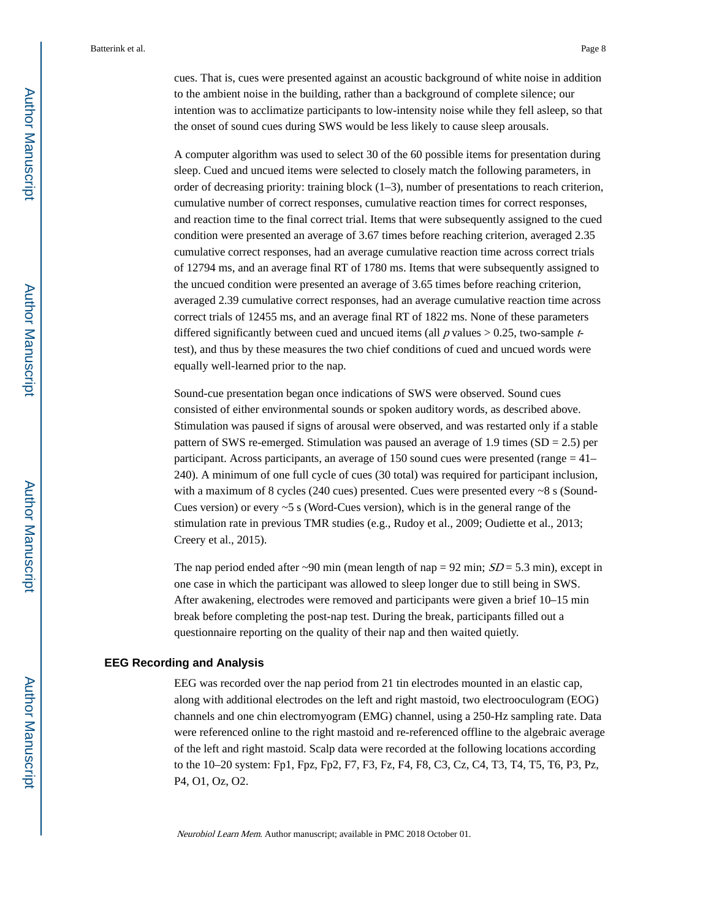cues. That is, cues were presented against an acoustic background of white noise in addition to the ambient noise in the building, rather than a background of complete silence; our intention was to acclimatize participants to low-intensity noise while they fell asleep, so that the onset of sound cues during SWS would be less likely to cause sleep arousals.

A computer algorithm was used to select 30 of the 60 possible items for presentation during sleep. Cued and uncued items were selected to closely match the following parameters, in order of decreasing priority: training block (1–3), number of presentations to reach criterion, cumulative number of correct responses, cumulative reaction times for correct responses, and reaction time to the final correct trial. Items that were subsequently assigned to the cued condition were presented an average of 3.67 times before reaching criterion, averaged 2.35 cumulative correct responses, had an average cumulative reaction time across correct trials of 12794 ms, and an average final RT of 1780 ms. Items that were subsequently assigned to the uncued condition were presented an average of 3.65 times before reaching criterion, averaged 2.39 cumulative correct responses, had an average cumulative reaction time across correct trials of 12455 ms, and an average final RT of 1822 ms. None of these parameters differed significantly between cued and uncued items (all $p$ values > 0.25, two-sample $t$-test), and thus by these measures the two chief conditions of cued and uncued words were equally well-learned prior to the nap.

Sound-cue presentation began once indications of SWS were observed. Sound cues consisted of either environmental sounds or spoken auditory words, as described above. Stimulation was paused if signs of arousal were observed, and was restarted only if a stable pattern of SWS re-emerged. Stimulation was paused an average of 1.9 times (SD = 2.5) per participant. Across participants, an average of 150 sound cues were presented (range = 41–240). A minimum of one full cycle of cues (30 total) was required for participant inclusion, with a maximum of 8 cycles (240 cues) presented. Cues were presented every ~8 s (Sound-Cues version) or every ~5 s (Word-Cues version), which is in the general range of the stimulation rate in previous TMR studies (e.g., Rudoy et al., 2009; Oudiette et al., 2013; Creery et al., 2015).

The nap period ended after ~90 min (mean length of nap = 92 min; $SD$ = 5.3 min), except in one case in which the participant was allowed to sleep longer due to still being in SWS. After awakening, electrodes were removed and participants were given a brief 10–15 min break before completing the post-nap test. During the break, participants filled out a questionnaire reporting on the quality of their nap and then waited quietly.

### EEG Recording and Analysis

EEG was recorded over the nap period from 21 tin electrodes mounted in an elastic cap, along with additional electrodes on the left and right mastoid, two electrooculogram (EOG) channels and one chin electromyogram (EMG) channel, using a 250-Hz sampling rate. Data were referenced online to the right mastoid and re-referenced offline to the algebraic average of the left and right mastoid. Scalp data were recorded at the following locations according to the 10–20 system: Fp1, Fpz, Fp2, F7, F3, Fz, F4, F8, C3, Cz, C4, T3, T4, T5, T6, P3, Pz, P4, O1, Oz, O2.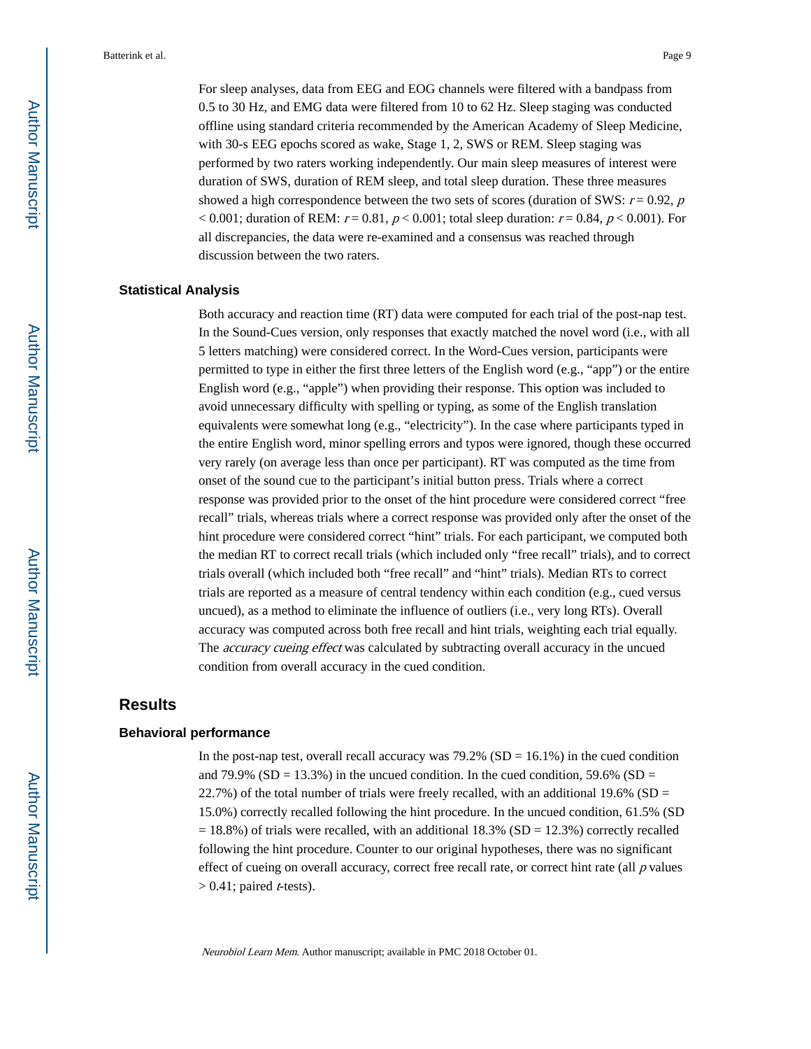For sleep analyses, data from EEG and EOG channels were filtered with a bandpass from 0.5 to 30 Hz, and EMG data were filtered from 10 to 62 Hz. Sleep staging was conducted offline using standard criteria recommended by the American Academy of Sleep Medicine, with 30-s EEG epochs scored as wake, Stage 1, 2, SWS or REM. Sleep staging was performed by two raters working independently. Our main sleep measures of interest were duration of SWS, duration of REM sleep, and total sleep duration. These three measures showed a high correspondence between the two sets of scores (duration of SWS: $r = 0.92$, $p < 0.001$; duration of REM: $r = 0.81$, $p < 0.001$; total sleep duration: $r = 0.84$, $p < 0.001$). For all discrepancies, the data were re-examined and a consensus was reached through discussion between the two raters.

### Statistical Analysis

Both accuracy and reaction time (RT) data were computed for each trial of the post-nap test. In the Sound-Cues version, only responses that exactly matched the novel word (i.e., with all 5 letters matching) were considered correct. In the Word-Cues version, participants were permitted to type in either the first three letters of the English word (e.g., "app") or the entire English word (e.g., "apple") when providing their response. This option was included to avoid unnecessary difficulty with spelling or typing, as some of the English translation equivalents were somewhat long (e.g., "electricity"). In the case where participants typed in the entire English word, minor spelling errors and typos were ignored, though these occurred very rarely (on average less than once per participant). RT was computed as the time from onset of the sound cue to the participant's initial button press. Trials where a correct response was provided prior to the onset of the hint procedure were considered correct "free recall" trials, whereas trials where a correct response was provided only after the onset of the hint procedure were considered correct "hint" trials. For each participant, we computed both the median RT to correct recall trials (which included only "free recall" trials), and to correct trials overall (which included both "free recall" and "hint" trials). Median RTs to correct trials are reported as a measure of central tendency within each condition (e.g., cued versus uncued), as a method to eliminate the influence of outliers (i.e., very long RTs). Overall accuracy was computed across both free recall and hint trials, weighting each trial equally. The *accuracy cueing effect* was calculated by subtracting overall accuracy in the uncued condition from overall accuracy in the cued condition.

## Results

### Behavioral performance

In the post-nap test, overall recall accuracy was 79.2% (SD = 16.1%) in the cued condition and 79.9% (SD = 13.3%) in the uncued condition. In the cued condition, 59.6% (SD = 22.7%) of the total number of trials were freely recalled, with an additional 19.6% (SD = 15.0%) correctly recalled following the hint procedure. In the uncued condition, 61.5% (SD = 18.8%) of trials were recalled, with an additional 18.3% (SD = 12.3%) correctly recalled following the hint procedure. Counter to our original hypotheses, there was no significant effect of cueing on overall accuracy, correct free recall rate, or correct hint rate (all $p$ values $> 0.41$; paired $t$-tests).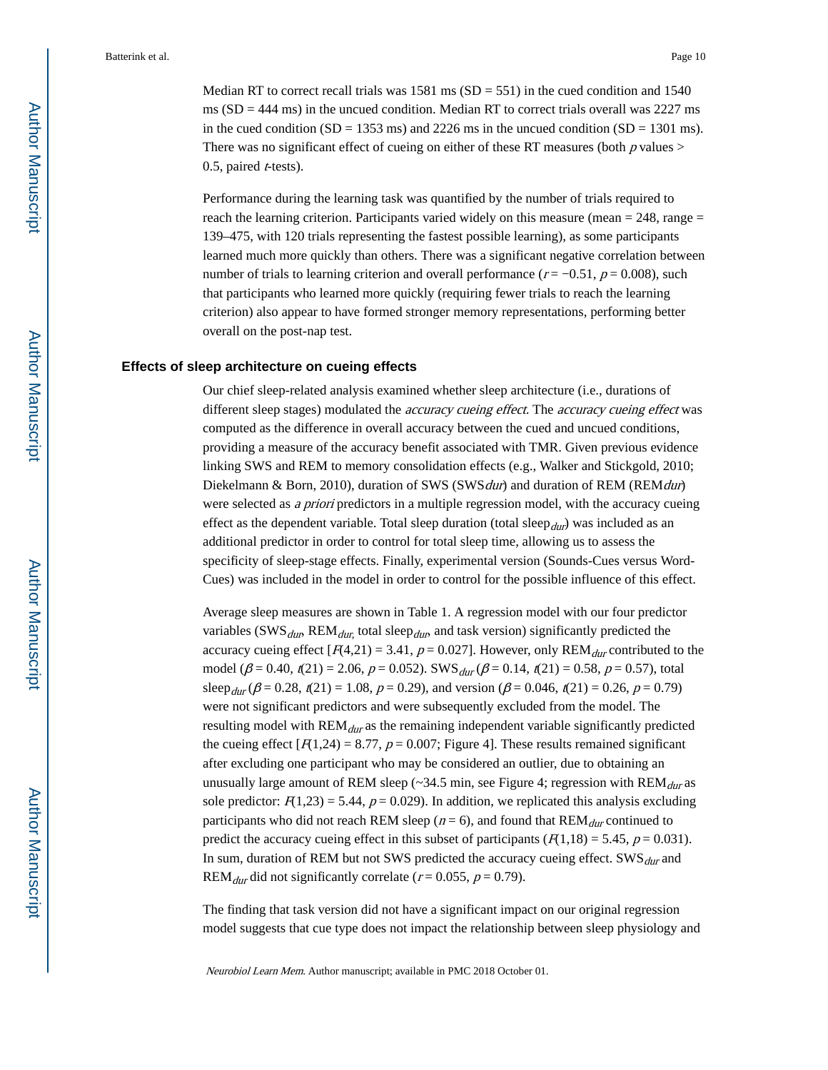Median RT to correct recall trials was 1581 ms (SD = 551) in the cued condition and 1540 ms (SD = 444 ms) in the uncued condition. Median RT to correct trials overall was 2227 ms in the cued condition (SD = 1353 ms) and 2226 ms in the uncued condition (SD = 1301 ms). There was no significant effect of cueing on either of these RT measures (both $p$ values > 0.5, paired $t$-tests).

Performance during the learning task was quantified by the number of trials required to reach the learning criterion. Participants varied widely on this measure (mean = 248, range = 139–475, with 120 trials representing the fastest possible learning), as some participants learned much more quickly than others. There was a significant negative correlation between number of trials to learning criterion and overall performance ($r = -0.51$, $p = 0.008$), such that participants who learned more quickly (requiring fewer trials to reach the learning criterion) also appear to have formed stronger memory representations, performing better overall on the post-nap test.

### Effects of sleep architecture on cueing effects

Our chief sleep-related analysis examined whether sleep architecture (i.e., durations of different sleep stages) modulated the *accuracy cueing effect*. The *accuracy cueing effect* was computed as the difference in overall accuracy between the cued and uncued conditions, providing a measure of the accuracy benefit associated with TMR. Given previous evidence linking SWS and REM to memory consolidation effects (e.g., Walker and Stickgold, 2010; Diekelmann & Born, 2010), duration of SWS ($SWS_{dur}$) and duration of REM ($REM_{dur}$) were selected as *a priori* predictors in a multiple regression model, with the accuracy cueing effect as the dependent variable. Total sleep duration (total $sleep_{dur}$) was included as an additional predictor in order to control for total sleep time, allowing us to assess the specificity of sleep-stage effects. Finally, experimental version (Sounds-Cues versus Word-Cues) was included in the model in order to control for the possible influence of this effect.

Average sleep measures are shown in Table 1. A regression model with our four predictor variables ($SWS_{dur}$, $REM_{dur}$, total $sleep_{dur}$, and task version) significantly predicted the accuracy cueing effect [$F(4,21) = 3.41$, $p = 0.027$]. However, only $REM_{dur}$ contributed to the model ($\beta = 0.40$, $t(21) = 2.06$, $p = 0.052$). $SWS_{dur}$ ($\beta = 0.14$, $t(21) = 0.58$, $p = 0.57$), total $sleep_{dur}$ ($\beta = 0.28$, $t(21) = 1.08$, $p = 0.29$), and version ($\beta = 0.046$, $t(21) = 0.26$, $p = 0.79$) were not significant predictors and were subsequently excluded from the model. The resulting model with $REM_{dur}$ as the remaining independent variable significantly predicted the cueing effect [$F(1,24) = 8.77$, $p = 0.007$; Figure 4]. These results remained significant after excluding one participant who may be considered an outlier, due to obtaining an unusually large amount of REM sleep (~34.5 min, see Figure 4; regression with $REM_{dur}$ as sole predictor: $F(1,23) = 5.44$, $p = 0.029$). In addition, we replicated this analysis excluding participants who did not reach REM sleep ($n = 6$), and found that $REM_{dur}$ continued to predict the accuracy cueing effect in this subset of participants ($F(1,18) = 5.45$, $p = 0.031$). In sum, duration of REM but not SWS predicted the accuracy cueing effect. $SWS_{dur}$ and $REM_{dur}$ did not significantly correlate ($r = 0.055$, $p = 0.79$).

The finding that task version did not have a significant impact on our original regression model suggests that cue type does not impact the relationship between sleep physiology and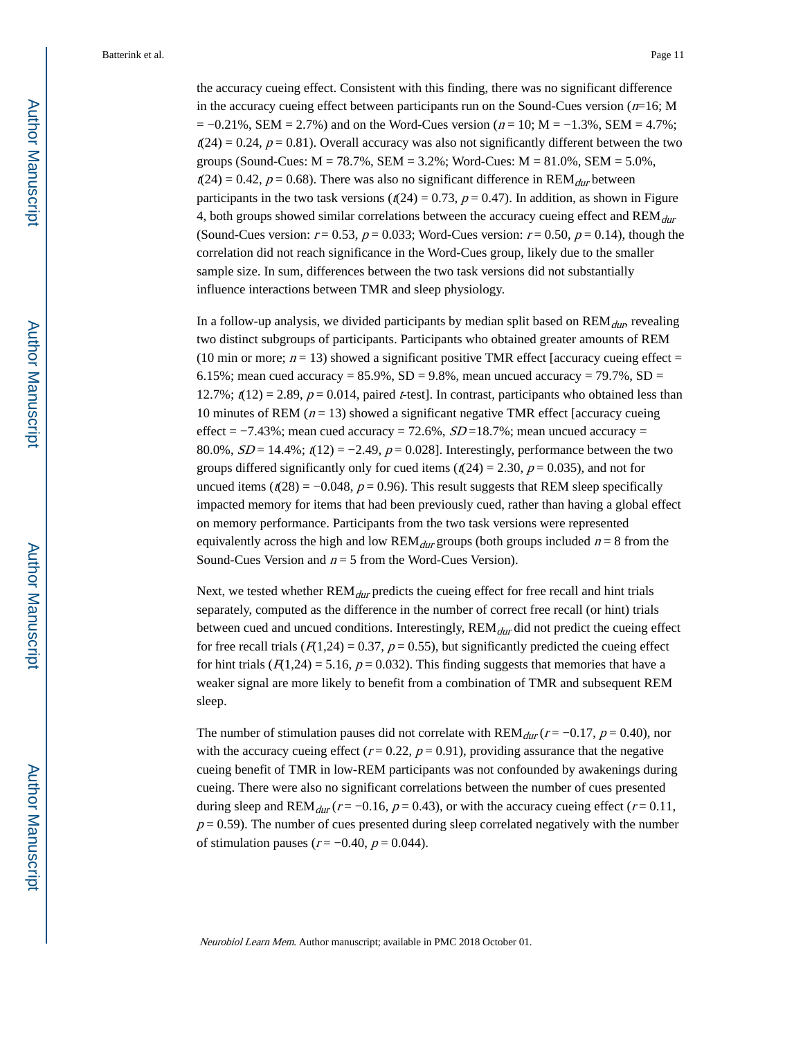the accuracy cueing effect. Consistent with this finding, there was no significant difference in the accuracy cueing effect between participants run on the Sound-Cues version ($n$=16; M = −0.21%, SEM = 2.7%) and on the Word-Cues version ($n$ = 10; M = −1.3%, SEM = 4.7%; $t(24) = 0.24$, $p = 0.81$). Overall accuracy was also not significantly different between the two groups (Sound-Cues: M = 78.7%, SEM = 3.2%; Word-Cues: M = 81.0%, SEM = 5.0%, $t(24) = 0.42$, $p = 0.68$). There was also no significant difference in $REM_{dur}$ between participants in the two task versions ($t(24) = 0.73$, $p = 0.47$). In addition, as shown in Figure 4, both groups showed similar correlations between the accuracy cueing effect and $REM_{dur}$ (Sound-Cues version: $r = 0.53$, $p = 0.033$; Word-Cues version: $r = 0.50$, $p = 0.14$), though the correlation did not reach significance in the Word-Cues group, likely due to the smaller sample size. In sum, differences between the two task versions did not substantially influence interactions between TMR and sleep physiology.

In a follow-up analysis, we divided participants by median split based on $REM_{dur}$, revealing two distinct subgroups of participants. Participants who obtained greater amounts of REM (10 min or more; $n$ = 13) showed a significant positive TMR effect [accuracy cueing effect = 6.15%; mean cued accuracy = 85.9%, SD = 9.8%, mean uncued accuracy = 79.7%, SD = 12.7%; $t(12) = 2.89$, $p = 0.014$, paired $t$-test]. In contrast, participants who obtained less than 10 minutes of REM ($n$ = 13) showed a significant negative TMR effect [accuracy cueing effect = −7.43%; mean cued accuracy = 72.6%, $SD$ =18.7%; mean uncued accuracy = 80.0%, $SD$ = 14.4%; $t(12) = -2.49$, $p = 0.028$]. Interestingly, performance between the two groups differed significantly only for cued items ($t(24) = 2.30$, $p = 0.035$), and not for uncued items ($t(28) = -0.048$, $p = 0.96$). This result suggests that REM sleep specifically impacted memory for items that had been previously cued, rather than having a global effect on memory performance. Participants from the two task versions were represented equivalently across the high and low $REM_{dur}$ groups (both groups included $n$ = 8 from the Sound-Cues Version and $n$ = 5 from the Word-Cues Version).

Next, we tested whether $REM_{dur}$ predicts the cueing effect for free recall and hint trials separately, computed as the difference in the number of correct free recall (or hint) trials between cued and uncued conditions. Interestingly, $REM_{dur}$ did not predict the cueing effect for free recall trials ($F(1,24) = 0.37$, $p = 0.55$), but significantly predicted the cueing effect for hint trials ($F(1,24) = 5.16$, $p = 0.032$). This finding suggests that memories that have a weaker signal are more likely to benefit from a combination of TMR and subsequent REM sleep.

The number of stimulation pauses did not correlate with $REM_{dur}$ ($r = -0.17$, $p = 0.40$), nor with the accuracy cueing effect ($r = 0.22$, $p = 0.91$), providing assurance that the negative cueing benefit of TMR in low-REM participants was not confounded by awakenings during cueing. There were also no significant correlations between the number of cues presented during sleep and $REM_{dur}$ ($r = -0.16$, $p = 0.43$), or with the accuracy cueing effect ($r = 0.11$, $p = 0.59$). The number of cues presented during sleep correlated negatively with the number of stimulation pauses ($r = -0.40$, $p = 0.044$).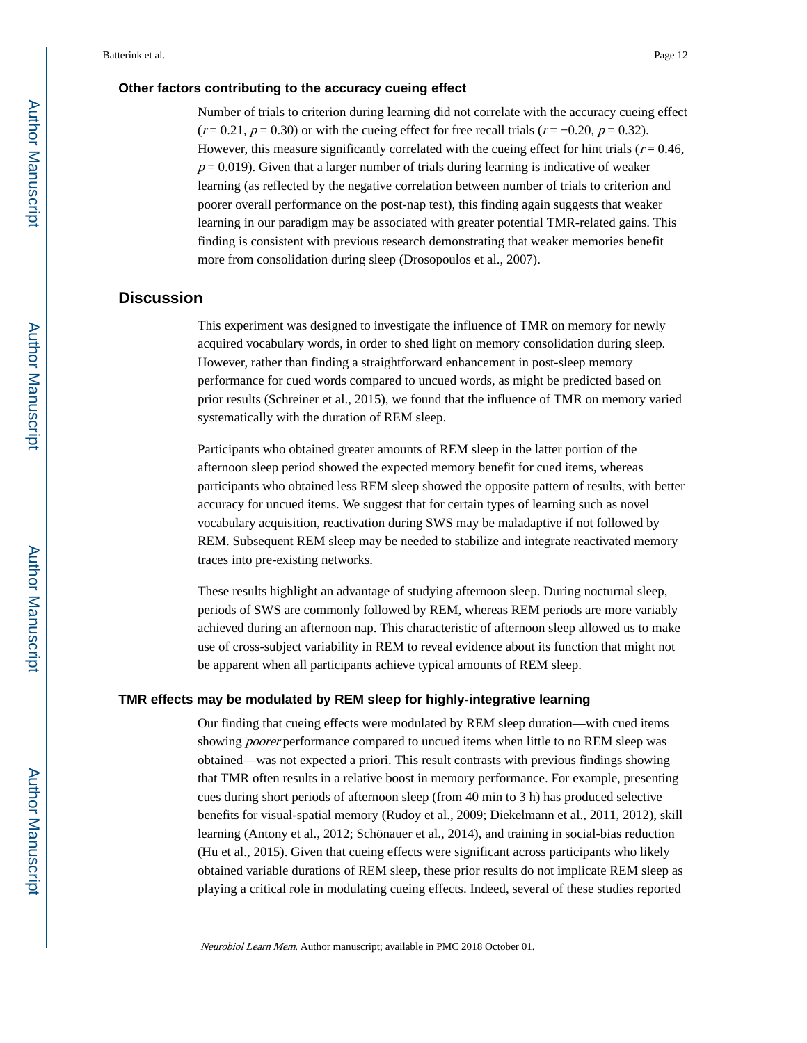### Other factors contributing to the accuracy cueing effect

Number of trials to criterion during learning did not correlate with the accuracy cueing effect ($r = 0.21$, $p = 0.30$) or with the cueing effect for free recall trials ($r = -0.20$, $p = 0.32$). However, this measure significantly correlated with the cueing effect for hint trials ($r = 0.46$, $p = 0.019$). Given that a larger number of trials during learning is indicative of weaker learning (as reflected by the negative correlation between number of trials to criterion and poorer overall performance on the post-nap test), this finding again suggests that weaker learning in our paradigm may be associated with greater potential TMR-related gains. This finding is consistent with previous research demonstrating that weaker memories benefit more from consolidation during sleep (Drosopoulos et al., 2007).

## Discussion

This experiment was designed to investigate the influence of TMR on memory for newly acquired vocabulary words, in order to shed light on memory consolidation during sleep. However, rather than finding a straightforward enhancement in post-sleep memory performance for cued words compared to uncued words, as might be predicted based on prior results (Schreiner et al., 2015), we found that the influence of TMR on memory varied systematically with the duration of REM sleep.

Participants who obtained greater amounts of REM sleep in the latter portion of the afternoon sleep period showed the expected memory benefit for cued items, whereas participants who obtained less REM sleep showed the opposite pattern of results, with better accuracy for uncued items. We suggest that for certain types of learning such as novel vocabulary acquisition, reactivation during SWS may be maladaptive if not followed by REM. Subsequent REM sleep may be needed to stabilize and integrate reactivated memory traces into pre-existing networks.

These results highlight an advantage of studying afternoon sleep. During nocturnal sleep, periods of SWS are commonly followed by REM, whereas REM periods are more variably achieved during an afternoon nap. This characteristic of afternoon sleep allowed us to make use of cross-subject variability in REM to reveal evidence about its function that might not be apparent when all participants achieve typical amounts of REM sleep.

### TMR effects may be modulated by REM sleep for highly-integrative learning

Our finding that cueing effects were modulated by REM sleep duration—with cued items showing *poorer* performance compared to uncued items when little to no REM sleep was obtained—was not expected a priori. This result contrasts with previous findings showing that TMR often results in a relative boost in memory performance. For example, presenting cues during short periods of afternoon sleep (from 40 min to 3 h) has produced selective benefits for visual-spatial memory (Rudoy et al., 2009; Diekelmann et al., 2011, 2012), skill learning (Antony et al., 2012; Schönauer et al., 2014), and training in social-bias reduction (Hu et al., 2015). Given that cueing effects were significant across participants who likely obtained variable durations of REM sleep, these prior results do not implicate REM sleep as playing a critical role in modulating cueing effects. Indeed, several of these studies reported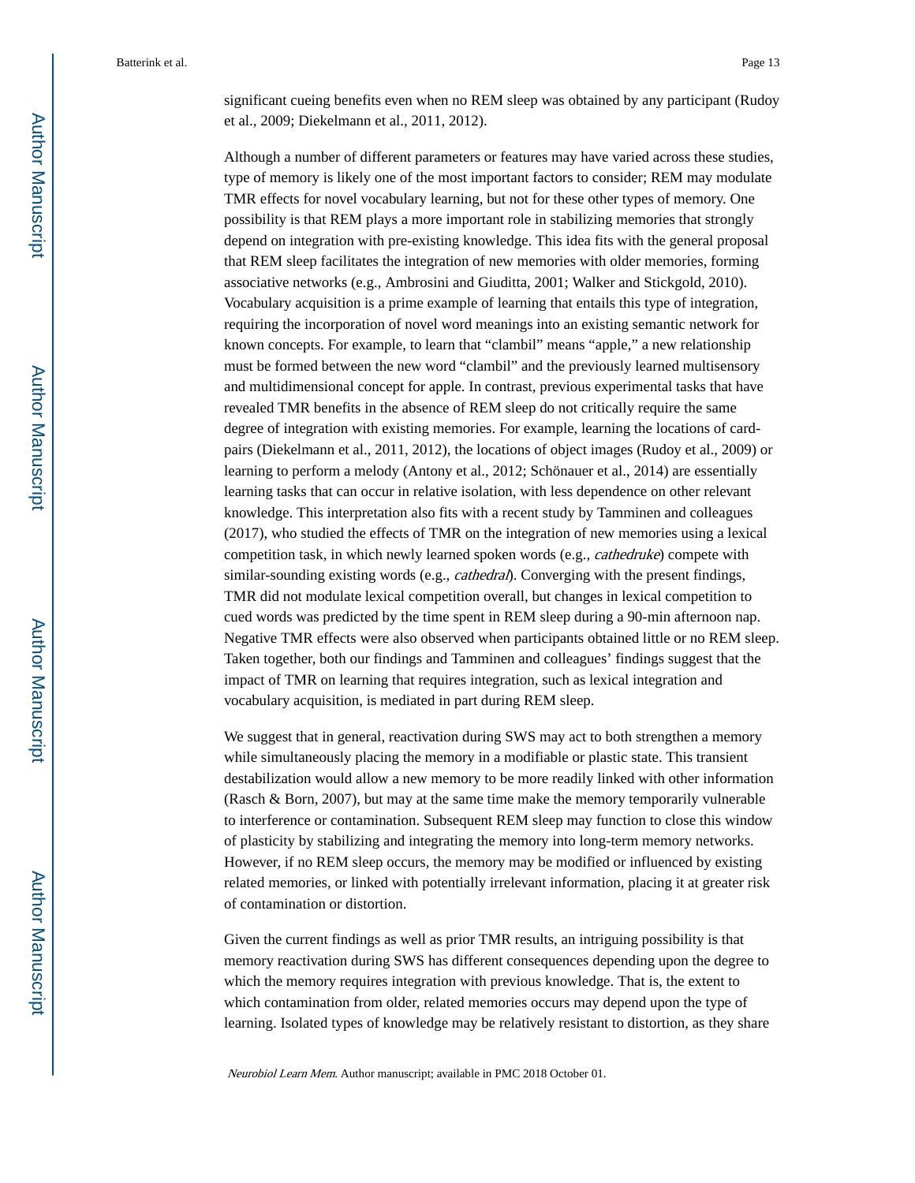significant cueing benefits even when no REM sleep was obtained by any participant (Rudoy et al., 2009; Diekelmann et al., 2011, 2012).

Although a number of different parameters or features may have varied across these studies, type of memory is likely one of the most important factors to consider; REM may modulate TMR effects for novel vocabulary learning, but not for these other types of memory. One possibility is that REM plays a more important role in stabilizing memories that strongly depend on integration with pre-existing knowledge. This idea fits with the general proposal that REM sleep facilitates the integration of new memories with older memories, forming associative networks (e.g., Ambrosini and Giuditta, 2001; Walker and Stickgold, 2010). Vocabulary acquisition is a prime example of learning that entails this type of integration, requiring the incorporation of novel word meanings into an existing semantic network for known concepts. For example, to learn that "clambil" means "apple," a new relationship must be formed between the new word "clambil" and the previously learned multisensory and multidimensional concept for apple. In contrast, previous experimental tasks that have revealed TMR benefits in the absence of REM sleep do not critically require the same degree of integration with existing memories. For example, learning the locations of card-pairs (Diekelmann et al., 2011, 2012), the locations of object images (Rudoy et al., 2009) or learning to perform a melody (Antony et al., 2012; Schönauer et al., 2014) are essentially learning tasks that can occur in relative isolation, with less dependence on other relevant knowledge. This interpretation also fits with a recent study by Tamminen and colleagues (2017), who studied the effects of TMR on the integration of new memories using a lexical competition task, in which newly learned spoken words (e.g., *cathedruke*) compete with similar-sounding existing words (e.g., *cathedral*). Converging with the present findings, TMR did not modulate lexical competition overall, but changes in lexical competition to cued words was predicted by the time spent in REM sleep during a 90-min afternoon nap. Negative TMR effects were also observed when participants obtained little or no REM sleep. Taken together, both our findings and Tamminen and colleagues' findings suggest that the impact of TMR on learning that requires integration, such as lexical integration and vocabulary acquisition, is mediated in part during REM sleep.

We suggest that in general, reactivation during SWS may act to both strengthen a memory while simultaneously placing the memory in a modifiable or plastic state. This transient destabilization would allow a new memory to be more readily linked with other information (Rasch & Born, 2007), but may at the same time make the memory temporarily vulnerable to interference or contamination. Subsequent REM sleep may function to close this window of plasticity by stabilizing and integrating the memory into long-term memory networks. However, if no REM sleep occurs, the memory may be modified or influenced by existing related memories, or linked with potentially irrelevant information, placing it at greater risk of contamination or distortion.

Given the current findings as well as prior TMR results, an intriguing possibility is that memory reactivation during SWS has different consequences depending upon the degree to which the memory requires integration with previous knowledge. That is, the extent to which contamination from older, related memories occurs may depend upon the type of learning. Isolated types of knowledge may be relatively resistant to distortion, as they share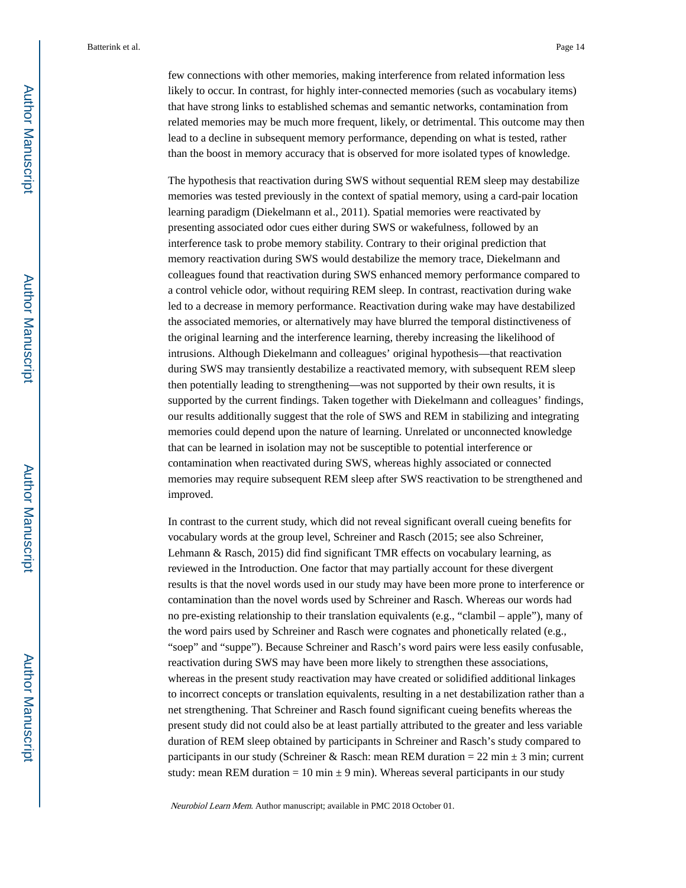few connections with other memories, making interference from related information less likely to occur. In contrast, for highly inter-connected memories (such as vocabulary items) that have strong links to established schemas and semantic networks, contamination from related memories may be much more frequent, likely, or detrimental. This outcome may then lead to a decline in subsequent memory performance, depending on what is tested, rather than the boost in memory accuracy that is observed for more isolated types of knowledge.

The hypothesis that reactivation during SWS without sequential REM sleep may destabilize memories was tested previously in the context of spatial memory, using a card-pair location learning paradigm (Diekelmann et al., 2011). Spatial memories were reactivated by presenting associated odor cues either during SWS or wakefulness, followed by an interference task to probe memory stability. Contrary to their original prediction that memory reactivation during SWS would destabilize the memory trace, Diekelmann and colleagues found that reactivation during SWS enhanced memory performance compared to a control vehicle odor, without requiring REM sleep. In contrast, reactivation during wake led to a decrease in memory performance. Reactivation during wake may have destabilized the associated memories, or alternatively may have blurred the temporal distinctiveness of the original learning and the interference learning, thereby increasing the likelihood of intrusions. Although Diekelmann and colleagues' original hypothesis—that reactivation during SWS may transiently destabilize a reactivated memory, with subsequent REM sleep then potentially leading to strengthening—was not supported by their own results, it is supported by the current findings. Taken together with Diekelmann and colleagues' findings, our results additionally suggest that the role of SWS and REM in stabilizing and integrating memories could depend upon the nature of learning. Unrelated or unconnected knowledge that can be learned in isolation may not be susceptible to potential interference or contamination when reactivated during SWS, whereas highly associated or connected memories may require subsequent REM sleep after SWS reactivation to be strengthened and improved.

In contrast to the current study, which did not reveal significant overall cueing benefits for vocabulary words at the group level, Schreiner and Rasch (2015; see also Schreiner, Lehmann & Rasch, 2015) did find significant TMR effects on vocabulary learning, as reviewed in the Introduction. One factor that may partially account for these divergent results is that the novel words used in our study may have been more prone to interference or contamination than the novel words used by Schreiner and Rasch. Whereas our words had no pre-existing relationship to their translation equivalents (e.g., "clambil – apple"), many of the word pairs used by Schreiner and Rasch were cognates and phonetically related (e.g., "soep" and "suppe"). Because Schreiner and Rasch's word pairs were less easily confusable, reactivation during SWS may have been more likely to strengthen these associations, whereas in the present study reactivation may have created or solidified additional linkages to incorrect concepts or translation equivalents, resulting in a net destabilization rather than a net strengthening. That Schreiner and Rasch found significant cueing benefits whereas the present study did not could also be at least partially attributed to the greater and less variable duration of REM sleep obtained by participants in Schreiner and Rasch's study compared to participants in our study (Schreiner & Rasch: mean REM duration = 22 min ± 3 min; current study: mean REM duration = 10 min ± 9 min). Whereas several participants in our study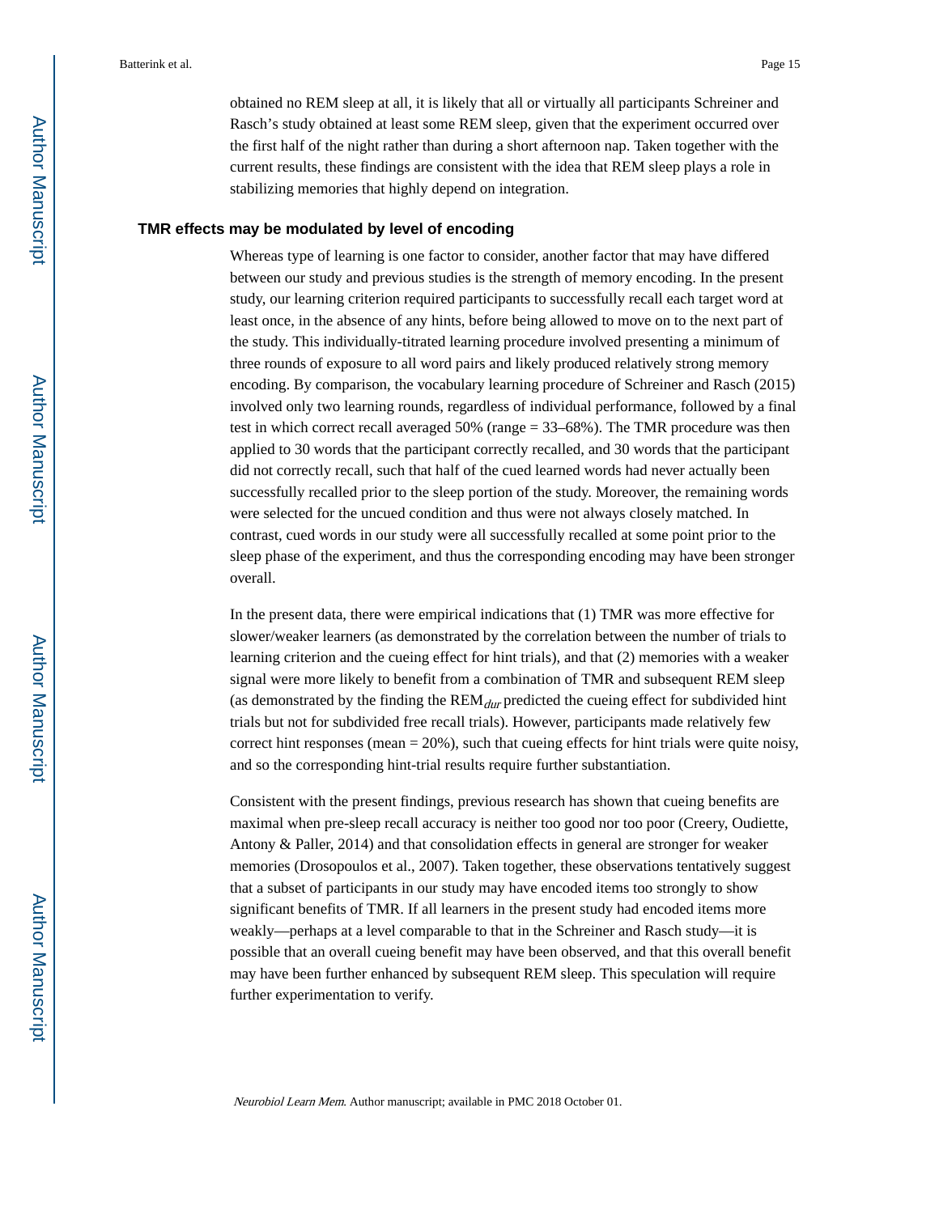obtained no REM sleep at all, it is likely that all or virtually all participants Schreiner and Rasch's study obtained at least some REM sleep, given that the experiment occurred over the first half of the night rather than during a short afternoon nap. Taken together with the current results, these findings are consistent with the idea that REM sleep plays a role in stabilizing memories that highly depend on integration.

### TMR effects may be modulated by level of encoding

Whereas type of learning is one factor to consider, another factor that may have differed between our study and previous studies is the strength of memory encoding. In the present study, our learning criterion required participants to successfully recall each target word at least once, in the absence of any hints, before being allowed to move on to the next part of the study. This individually-titrated learning procedure involved presenting a minimum of three rounds of exposure to all word pairs and likely produced relatively strong memory encoding. By comparison, the vocabulary learning procedure of Schreiner and Rasch (2015) involved only two learning rounds, regardless of individual performance, followed by a final test in which correct recall averaged 50% (range = 33–68%). The TMR procedure was then applied to 30 words that the participant correctly recalled, and 30 words that the participant did not correctly recall, such that half of the cued learned words had never actually been successfully recalled prior to the sleep portion of the study. Moreover, the remaining words were selected for the uncued condition and thus were not always closely matched. In contrast, cued words in our study were all successfully recalled at some point prior to the sleep phase of the experiment, and thus the corresponding encoding may have been stronger overall.

In the present data, there were empirical indications that (1) TMR was more effective for slower/weaker learners (as demonstrated by the correlation between the number of trials to learning criterion and the cueing effect for hint trials), and that (2) memories with a weaker signal were more likely to benefit from a combination of TMR and subsequent REM sleep (as demonstrated by the finding the $REM_{dur}$ predicted the cueing effect for subdivided hint trials but not for subdivided free recall trials). However, participants made relatively few correct hint responses (mean = 20%), such that cueing effects for hint trials were quite noisy, and so the corresponding hint-trial results require further substantiation.

Consistent with the present findings, previous research has shown that cueing benefits are maximal when pre-sleep recall accuracy is neither too good nor too poor (Creery, Oudiette, Antony & Paller, 2014) and that consolidation effects in general are stronger for weaker memories (Drosopoulos et al., 2007). Taken together, these observations tentatively suggest that a subset of participants in our study may have encoded items too strongly to show significant benefits of TMR. If all learners in the present study had encoded items more weakly—perhaps at a level comparable to that in the Schreiner and Rasch study—it is possible that an overall cueing benefit may have been observed, and that this overall benefit may have been further enhanced by subsequent REM sleep. This speculation will require further experimentation to verify.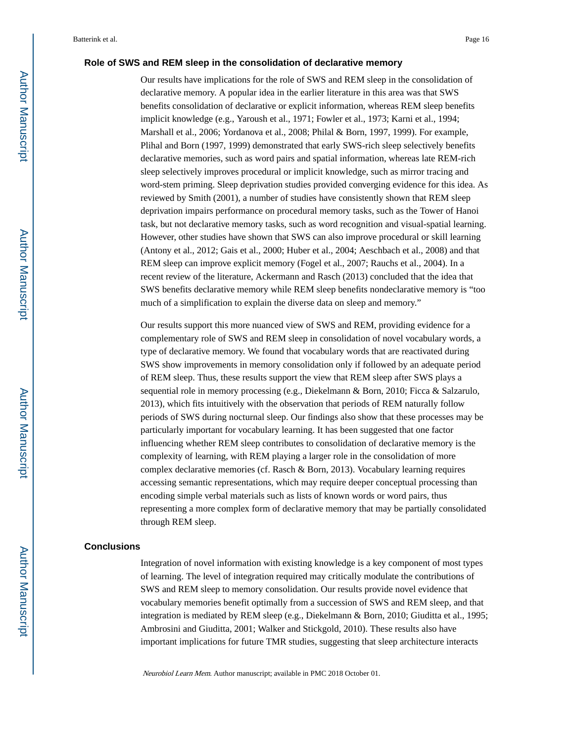### Role of SWS and REM sleep in the consolidation of declarative memory

Our results have implications for the role of SWS and REM sleep in the consolidation of declarative memory. A popular idea in the earlier literature in this area was that SWS benefits consolidation of declarative or explicit information, whereas REM sleep benefits implicit knowledge (e.g., Yaroush et al., 1971; Fowler et al., 1973; Karni et al., 1994; Marshall et al., 2006; Yordanova et al., 2008; Philal & Born, 1997, 1999). For example, Plihal and Born (1997, 1999) demonstrated that early SWS-rich sleep selectively benefits declarative memories, such as word pairs and spatial information, whereas late REM-rich sleep selectively improves procedural or implicit knowledge, such as mirror tracing and word-stem priming. Sleep deprivation studies provided converging evidence for this idea. As reviewed by Smith (2001), a number of studies have consistently shown that REM sleep deprivation impairs performance on procedural memory tasks, such as the Tower of Hanoi task, but not declarative memory tasks, such as word recognition and visual-spatial learning. However, other studies have shown that SWS can also improve procedural or skill learning (Antony et al., 2012; Gais et al., 2000; Huber et al., 2004; Aeschbach et al., 2008) and that REM sleep can improve explicit memory (Fogel et al., 2007; Rauchs et al., 2004). In a recent review of the literature, Ackermann and Rasch (2013) concluded that the idea that SWS benefits declarative memory while REM sleep benefits nondeclarative memory is "too much of a simplification to explain the diverse data on sleep and memory."

Our results support this more nuanced view of SWS and REM, providing evidence for a complementary role of SWS and REM sleep in consolidation of novel vocabulary words, a type of declarative memory. We found that vocabulary words that are reactivated during SWS show improvements in memory consolidation only if followed by an adequate period of REM sleep. Thus, these results support the view that REM sleep after SWS plays a sequential role in memory processing (e.g., Diekelmann & Born, 2010; Ficca & Salzarulo, 2013), which fits intuitively with the observation that periods of REM naturally follow periods of SWS during nocturnal sleep. Our findings also show that these processes may be particularly important for vocabulary learning. It has been suggested that one factor influencing whether REM sleep contributes to consolidation of declarative memory is the complexity of learning, with REM playing a larger role in the consolidation of more complex declarative memories (cf. Rasch & Born, 2013). Vocabulary learning requires accessing semantic representations, which may require deeper conceptual processing than encoding simple verbal materials such as lists of known words or word pairs, thus representing a more complex form of declarative memory that may be partially consolidated through REM sleep.

## Conclusions

Integration of novel information with existing knowledge is a key component of most types of learning. The level of integration required may critically modulate the contributions of SWS and REM sleep to memory consolidation. Our results provide novel evidence that vocabulary memories benefit optimally from a succession of SWS and REM sleep, and that integration is mediated by REM sleep (e.g., Diekelmann & Born, 2010; Giuditta et al., 1995; Ambrosini and Giuditta, 2001; Walker and Stickgold, 2010). These results also have important implications for future TMR studies, suggesting that sleep architecture interacts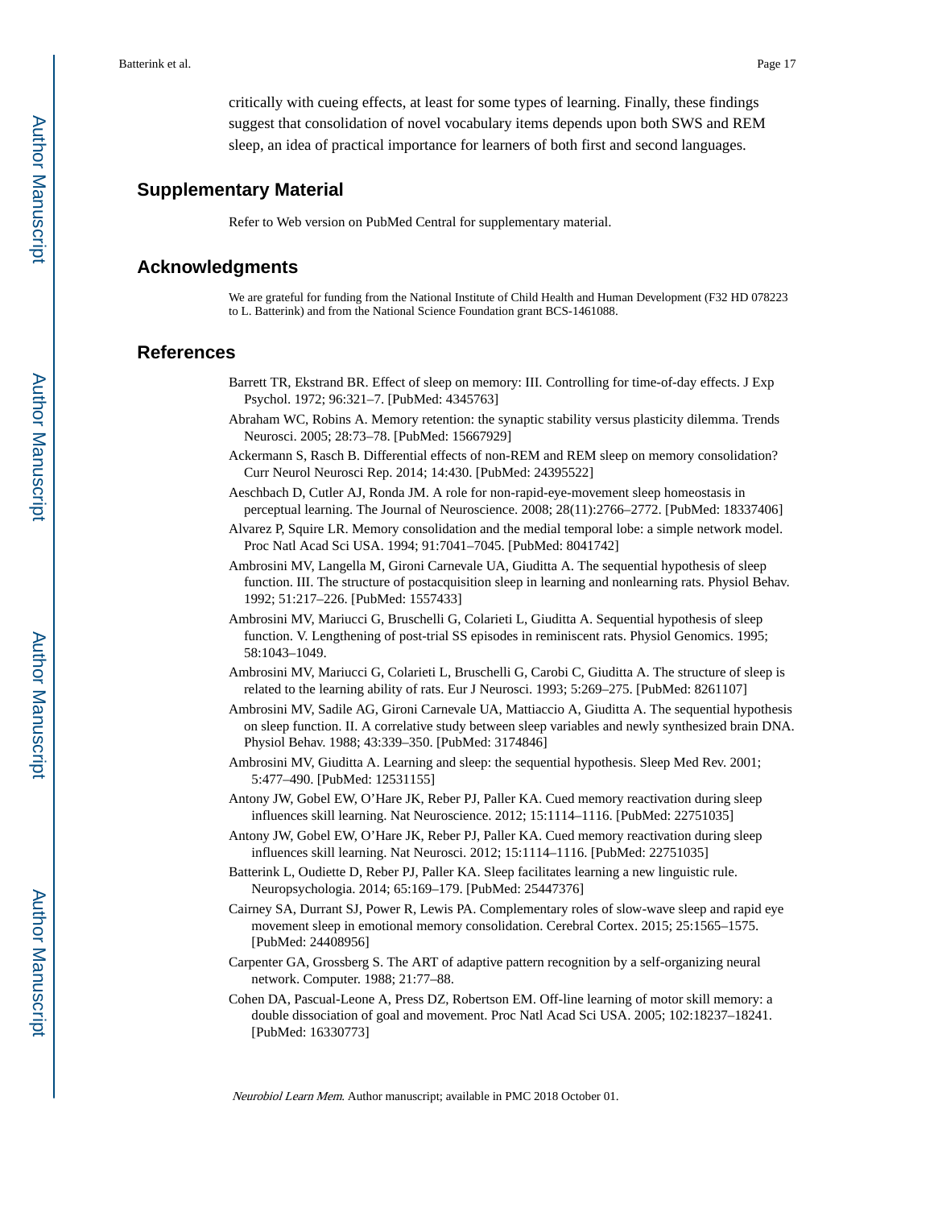critically with cueing effects, at least for some types of learning. Finally, these findings suggest that consolidation of novel vocabulary items depends upon both SWS and REM sleep, an idea of practical importance for learners of both first and second languages.

## Supplementary Material

Refer to Web version on PubMed Central for supplementary material.

## Acknowledgments

We are grateful for funding from the National Institute of Child Health and Human Development (F32 HD 078223 to L. Batterink) and from the National Science Foundation grant BCS-1461088.

## References

Barrett TR, Ekstrand BR. Effect of sleep on memory: III. Controlling for time-of-day effects. J Exp Psychol. 1972; 96:321–7. [PubMed: 4345763]

Abraham WC, Robins A. Memory retention: the synaptic stability versus plasticity dilemma. Trends Neurosci. 2005; 28:73–78. [PubMed: 15667929]

Ackermann S, Rasch B. Differential effects of non-REM and REM sleep on memory consolidation? Curr Neurol Neurosci Rep. 2014; 14:430. [PubMed: 24395522]

Aeschbach D, Cutler AJ, Ronda JM. A role for non-rapid-eye-movement sleep homeostasis in perceptual learning. The Journal of Neuroscience. 2008; 28(11):2766–2772. [PubMed: 18337406]

Alvarez P, Squire LR. Memory consolidation and the medial temporal lobe: a simple network model. Proc Natl Acad Sci USA. 1994; 91:7041–7045. [PubMed: 8041742]

Ambrosini MV, Langella M, Gironi Carnevale UA, Giuditta A. The sequential hypothesis of sleep function. III. The structure of postacquisition sleep in learning and nonlearning rats. Physiol Behav. 1992; 51:217–226. [PubMed: 1557433]

Ambrosini MV, Mariucci G, Bruschelli G, Colarieti L, Giuditta A. Sequential hypothesis of sleep function. V. Lengthening of post-trial SS episodes in reminiscent rats. Physiol Genomics. 1995; 58:1043–1049.

Ambrosini MV, Mariucci G, Colarieti L, Bruschelli G, Carobi C, Giuditta A. The structure of sleep is related to the learning ability of rats. Eur J Neurosci. 1993; 5:269–275. [PubMed: 8261107]

Ambrosini MV, Sadile AG, Gironi Carnevale UA, Mattiaccio A, Giuditta A. The sequential hypothesis on sleep function. II. A correlative study between sleep variables and newly synthesized brain DNA. Physiol Behav. 1988; 43:339–350. [PubMed: 3174846]

Ambrosini MV, Giuditta A. Learning and sleep: the sequential hypothesis. Sleep Med Rev. 2001; 5:477–490. [PubMed: 12531155]

Antony JW, Gobel EW, O'Hare JK, Reber PJ, Paller KA. Cued memory reactivation during sleep influences skill learning. Nat Neuroscience. 2012; 15:1114–1116. [PubMed: 22751035]

Antony JW, Gobel EW, O'Hare JK, Reber PJ, Paller KA. Cued memory reactivation during sleep influences skill learning. Nat Neurosci. 2012; 15:1114–1116. [PubMed: 22751035]

Batterink L, Oudiette D, Reber PJ, Paller KA. Sleep facilitates learning a new linguistic rule. Neuropsychologia. 2014; 65:169–179. [PubMed: 25447376]

Cairney SA, Durrant SJ, Power R, Lewis PA. Complementary roles of slow-wave sleep and rapid eye movement sleep in emotional memory consolidation. Cerebral Cortex. 2015; 25:1565–1575. [PubMed: 24408956]

Carpenter GA, Grossberg S. The ART of adaptive pattern recognition by a self-organizing neural network. Computer. 1988; 21:77–88.

Cohen DA, Pascual-Leone A, Press DZ, Robertson EM. Off-line learning of motor skill memory: a double dissociation of goal and movement. Proc Natl Acad Sci USA. 2005; 102:18237–18241. [PubMed: 16330773]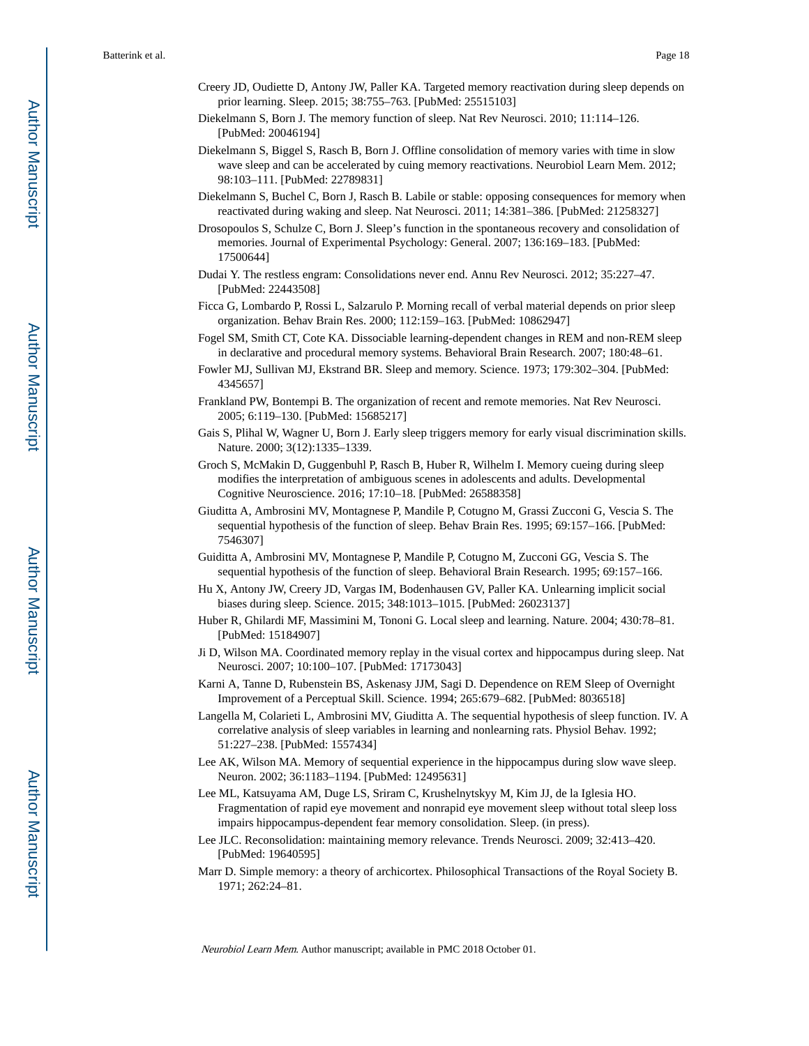Creery JD, Oudiette D, Antony JW, Paller KA. Targeted memory reactivation during sleep depends on prior learning. Sleep. 2015; 38:755–763. [PubMed: 25515103]

Diekelmann S, Born J. The memory function of sleep. Nat Rev Neurosci. 2010; 11:114–126. [PubMed: 20046194]

Diekelmann S, Biggel S, Rasch B, Born J. Offline consolidation of memory varies with time in slow wave sleep and can be accelerated by cuing memory reactivations. Neurobiol Learn Mem. 2012; 98:103–111. [PubMed: 22789831]

Diekelmann S, Buchel C, Born J, Rasch B. Labile or stable: opposing consequences for memory when reactivated during waking and sleep. Nat Neurosci. 2011; 14:381–386. [PubMed: 21258327]

Drosopoulos S, Schulze C, Born J. Sleep's function in the spontaneous recovery and consolidation of memories. Journal of Experimental Psychology: General. 2007; 136:169–183. [PubMed: 17500644]

Dudai Y. The restless engram: Consolidations never end. Annu Rev Neurosci. 2012; 35:227–47. [PubMed: 22443508]

Ficca G, Lombardo P, Rossi L, Salzarulo P. Morning recall of verbal material depends on prior sleep organization. Behav Brain Res. 2000; 112:159–163. [PubMed: 10862947]

Fogel SM, Smith CT, Cote KA. Dissociable learning-dependent changes in REM and non-REM sleep in declarative and procedural memory systems. Behavioral Brain Research. 2007; 180:48–61.

Fowler MJ, Sullivan MJ, Ekstrand BR. Sleep and memory. Science. 1973; 179:302–304. [PubMed: 4345657]

Frankland PW, Bontempi B. The organization of recent and remote memories. Nat Rev Neurosci. 2005; 6:119–130. [PubMed: 15685217]

Gais S, Plihal W, Wagner U, Born J. Early sleep triggers memory for early visual discrimination skills. Nature. 2000; 3(12):1335–1339.

Groch S, McMakin D, Guggenbuhl P, Rasch B, Huber R, Wilhelm I. Memory cueing during sleep modifies the interpretation of ambiguous scenes in adolescents and adults. Developmental Cognitive Neuroscience. 2016; 17:10–18. [PubMed: 26588358]

Giuditta A, Ambrosini MV, Montagnese P, Mandile P, Cotugno M, Grassi Zucconi G, Vescia S. The sequential hypothesis of the function of sleep. Behav Brain Res. 1995; 69:157–166. [PubMed: 7546307]

Guiditta A, Ambrosini MV, Montagnese P, Mandile P, Cotugno M, Zucconi GG, Vescia S. The sequential hypothesis of the function of sleep. Behavioral Brain Research. 1995; 69:157–166.

Hu X, Antony JW, Creery JD, Vargas IM, Bodenhausen GV, Paller KA. Unlearning implicit social biases during sleep. Science. 2015; 348:1013–1015. [PubMed: 26023137]

Huber R, Ghilardi MF, Massimini M, Tononi G. Local sleep and learning. Nature. 2004; 430:78–81. [PubMed: 15184907]

Ji D, Wilson MA. Coordinated memory replay in the visual cortex and hippocampus during sleep. Nat Neurosci. 2007; 10:100–107. [PubMed: 17173043]

Karni A, Tanne D, Rubenstein BS, Askenasy JJM, Sagi D. Dependence on REM Sleep of Overnight Improvement of a Perceptual Skill. Science. 1994; 265:679–682. [PubMed: 8036518]

Langella M, Colarieti L, Ambrosini MV, Giuditta A. The sequential hypothesis of sleep function. IV. A correlative analysis of sleep variables in learning and nonlearning rats. Physiol Behav. 1992; 51:227–238. [PubMed: 1557434]

Lee AK, Wilson MA. Memory of sequential experience in the hippocampus during slow wave sleep. Neuron. 2002; 36:1183–1194. [PubMed: 12495631]

Lee ML, Katsuyama AM, Duge LS, Sriram C, Krushelnytskyy M, Kim JJ, de la Iglesia HO. Fragmentation of rapid eye movement and nonrapid eye movement sleep without total sleep loss impairs hippocampus-dependent fear memory consolidation. Sleep. (in press).

Lee JLC. Reconsolidation: maintaining memory relevance. Trends Neurosci. 2009; 32:413–420. [PubMed: 19640595]

Marr D. Simple memory: a theory of archicortex. Philosophical Transactions of the Royal Society B. 1971; 262:24–81.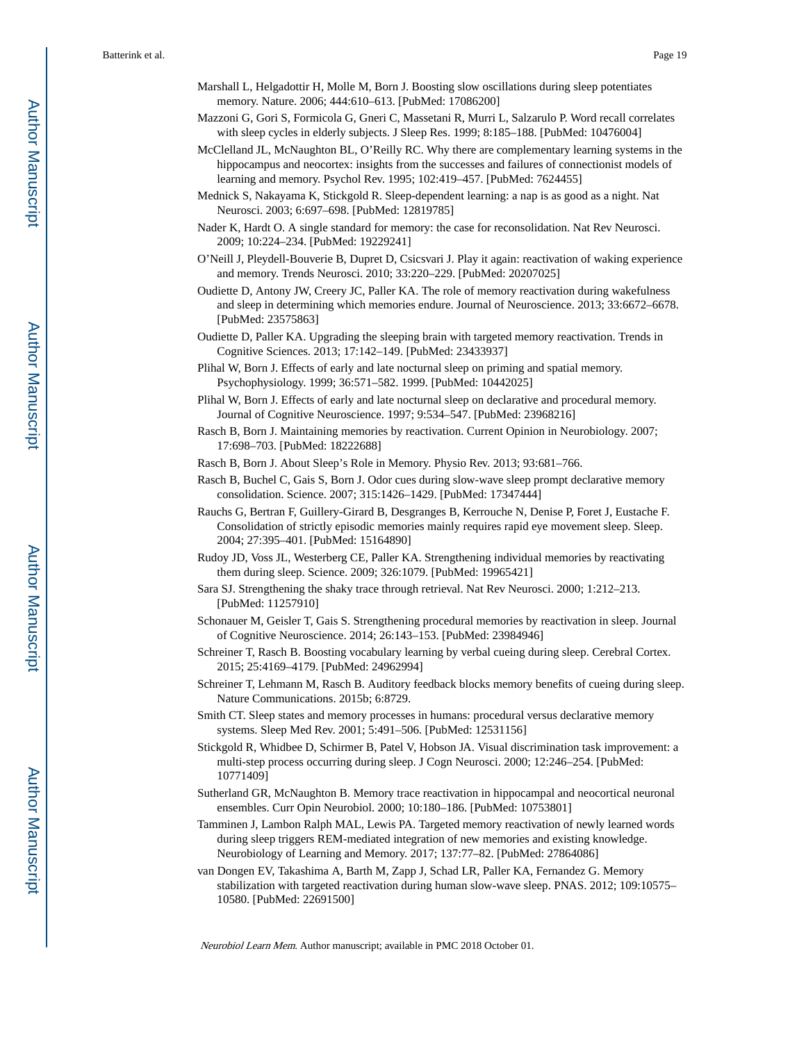Marshall L, Helgadottir H, Molle M, Born J. Boosting slow oscillations during sleep potentiates memory. Nature. 2006; 444:610–613. [PubMed: 17086200]

Mazzoni G, Gori S, Formicola G, Gneri C, Massetani R, Murri L, Salzarulo P. Word recall correlates with sleep cycles in elderly subjects. J Sleep Res. 1999; 8:185–188. [PubMed: 10476004]

McClelland JL, McNaughton BL, O'Reilly RC. Why there are complementary learning systems in the hippocampus and neocortex: insights from the successes and failures of connectionist models of learning and memory. Psychol Rev. 1995; 102:419–457. [PubMed: 7624455]

Mednick S, Nakayama K, Stickgold R. Sleep-dependent learning: a nap is as good as a night. Nat Neurosci. 2003; 6:697–698. [PubMed: 12819785]

Nader K, Hardt O. A single standard for memory: the case for reconsolidation. Nat Rev Neurosci. 2009; 10:224–234. [PubMed: 19229241]

O'Neill J, Pleydell-Bouverie B, Dupret D, Csicsvari J. Play it again: reactivation of waking experience and memory. Trends Neurosci. 2010; 33:220–229. [PubMed: 20207025]

Oudiette D, Antony JW, Creery JC, Paller KA. The role of memory reactivation during wakefulness and sleep in determining which memories endure. Journal of Neuroscience. 2013; 33:6672–6678. [PubMed: 23575863]

Oudiette D, Paller KA. Upgrading the sleeping brain with targeted memory reactivation. Trends in Cognitive Sciences. 2013; 17:142–149. [PubMed: 23433937]

Plihal W, Born J. Effects of early and late nocturnal sleep on priming and spatial memory. Psychophysiology. 1999; 36:571–582. 1999. [PubMed: 10442025]

Plihal W, Born J. Effects of early and late nocturnal sleep on declarative and procedural memory. Journal of Cognitive Neuroscience. 1997; 9:534–547. [PubMed: 23968216]

Rasch B, Born J. Maintaining memories by reactivation. Current Opinion in Neurobiology. 2007; 17:698–703. [PubMed: 18222688]

Rasch B, Born J. About Sleep's Role in Memory. Physio Rev. 2013; 93:681–766.

Rasch B, Buchel C, Gais S, Born J. Odor cues during slow-wave sleep prompt declarative memory consolidation. Science. 2007; 315:1426–1429. [PubMed: 17347444]

Rauchs G, Bertran F, Guillery-Girard B, Desgranges B, Kerrouche N, Denise P, Foret J, Eustache F. Consolidation of strictly episodic memories mainly requires rapid eye movement sleep. Sleep. 2004; 27:395–401. [PubMed: 15164890]

Rudoy JD, Voss JL, Westerberg CE, Paller KA. Strengthening individual memories by reactivating them during sleep. Science. 2009; 326:1079. [PubMed: 19965421]

Sara SJ. Strengthening the shaky trace through retrieval. Nat Rev Neurosci. 2000; 1:212–213. [PubMed: 11257910]

Schonauer M, Geisler T, Gais S. Strengthening procedural memories by reactivation in sleep. Journal of Cognitive Neuroscience. 2014; 26:143–153. [PubMed: 23984946]

Schreiner T, Rasch B. Boosting vocabulary learning by verbal cueing during sleep. Cerebral Cortex. 2015; 25:4169–4179. [PubMed: 24962994]

Schreiner T, Lehmann M, Rasch B. Auditory feedback blocks memory benefits of cueing during sleep. Nature Communications. 2015b; 6:8729.

Smith CT. Sleep states and memory processes in humans: procedural versus declarative memory systems. Sleep Med Rev. 2001; 5:491–506. [PubMed: 12531156]

Stickgold R, Whidbee D, Schirmer B, Patel V, Hobson JA. Visual discrimination task improvement: a multi-step process occurring during sleep. J Cogn Neurosci. 2000; 12:246–254. [PubMed: 10771409]

Sutherland GR, McNaughton B. Memory trace reactivation in hippocampal and neocortical neuronal ensembles. Curr Opin Neurobiol. 2000; 10:180–186. [PubMed: 10753801]

Tamminen J, Lambon Ralph MAL, Lewis PA. Targeted memory reactivation of newly learned words during sleep triggers REM-mediated integration of new memories and existing knowledge. Neurobiology of Learning and Memory. 2017; 137:77–82. [PubMed: 27864086]

van Dongen EV, Takashima A, Barth M, Zapp J, Schad LR, Paller KA, Fernandez G. Memory stabilization with targeted reactivation during human slow-wave sleep. PNAS. 2012; 109:10575–10580. [PubMed: 22691500]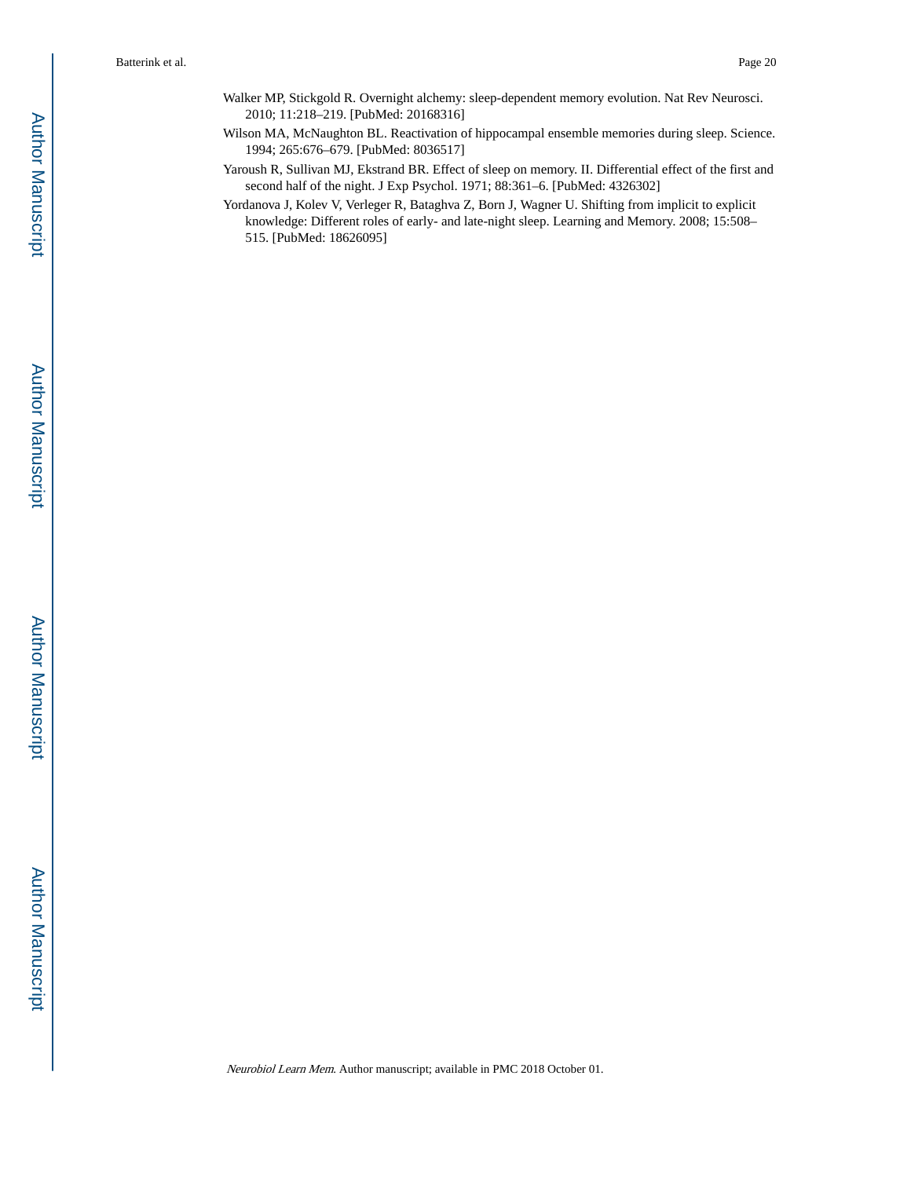Walker MP, Stickgold R. Overnight alchemy: sleep-dependent memory evolution. Nat Rev Neurosci. 2010; 11:218–219. [PubMed: 20168316]

Wilson MA, McNaughton BL. Reactivation of hippocampal ensemble memories during sleep. Science. 1994; 265:676–679. [PubMed: 8036517]

Yaroush R, Sullivan MJ, Ekstrand BR. Effect of sleep on memory. II. Differential effect of the first and second half of the night. J Exp Psychol. 1971; 88:361–6. [PubMed: 4326302]

Yordanova J, Kolev V, Verleger R, Bataghva Z, Born J, Wagner U. Shifting from implicit to explicit knowledge: Different roles of early- and late-night sleep. Learning and Memory. 2008; 15:508–515. [PubMed: 18626095]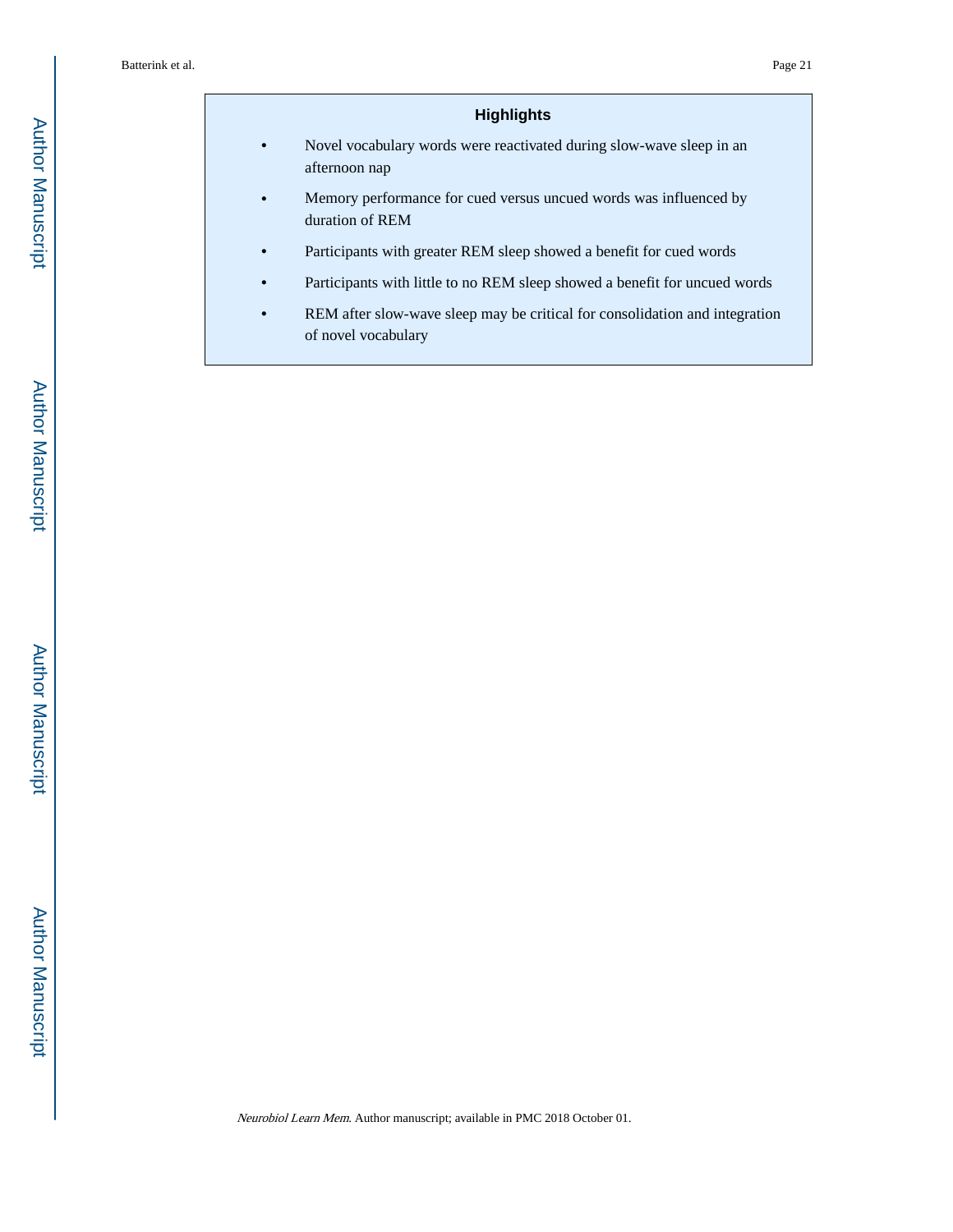## Highlights

- Novel vocabulary words were reactivated during slow-wave sleep in an afternoon nap
- Memory performance for cued versus uncued words was influenced by duration of REM
- Participants with greater REM sleep showed a benefit for cued words
- Participants with little to no REM sleep showed a benefit for uncued words
- REM after slow-wave sleep may be critical for consolidation and integration of novel vocabulary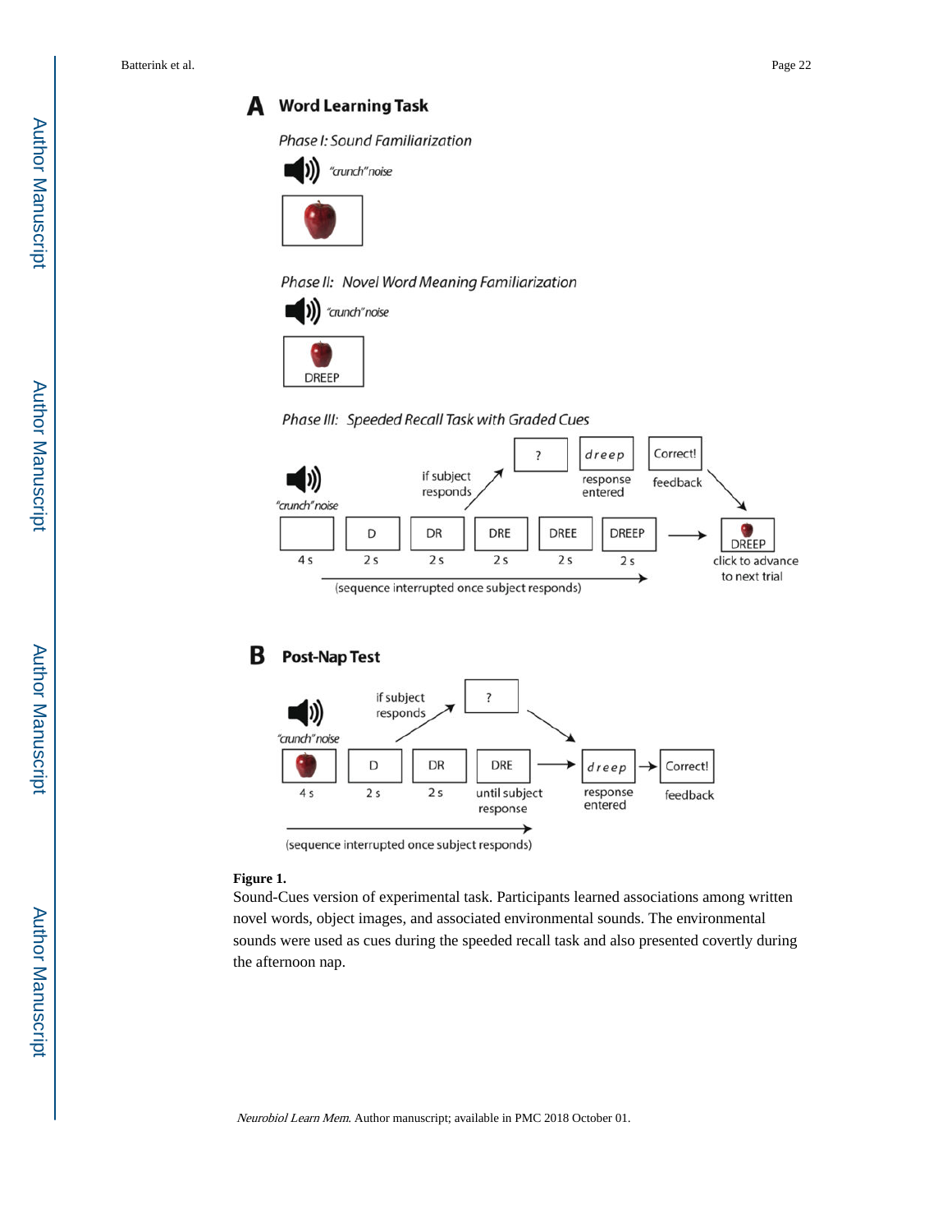**Figure 1.**

Sound-Cues version of experimental task. Participants learned associations among written novel words, object images, and associated environmental sounds. The environmental sounds were used as cues during the speeded recall task and also presented covertly during the afternoon nap.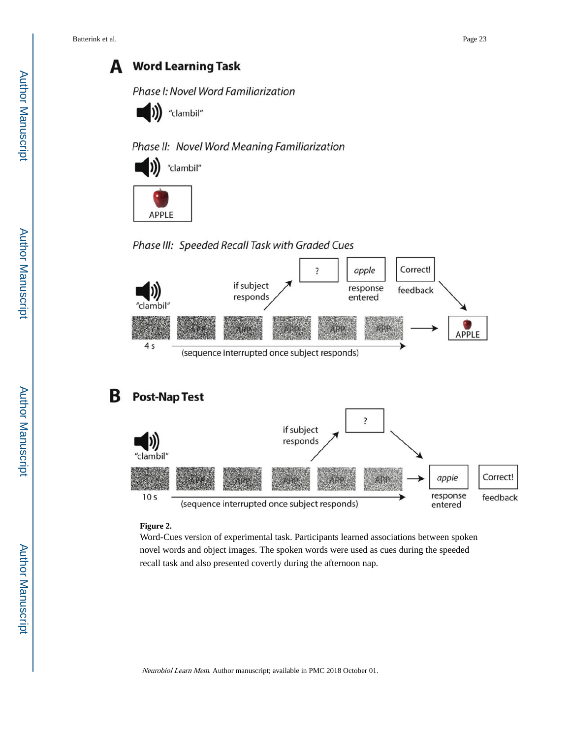**Figure 2.**

Word-Cues version of experimental task. Participants learned associations between spoken novel words and object images. The spoken words were used as cues during the speeded recall task and also presented covertly during the afternoon nap.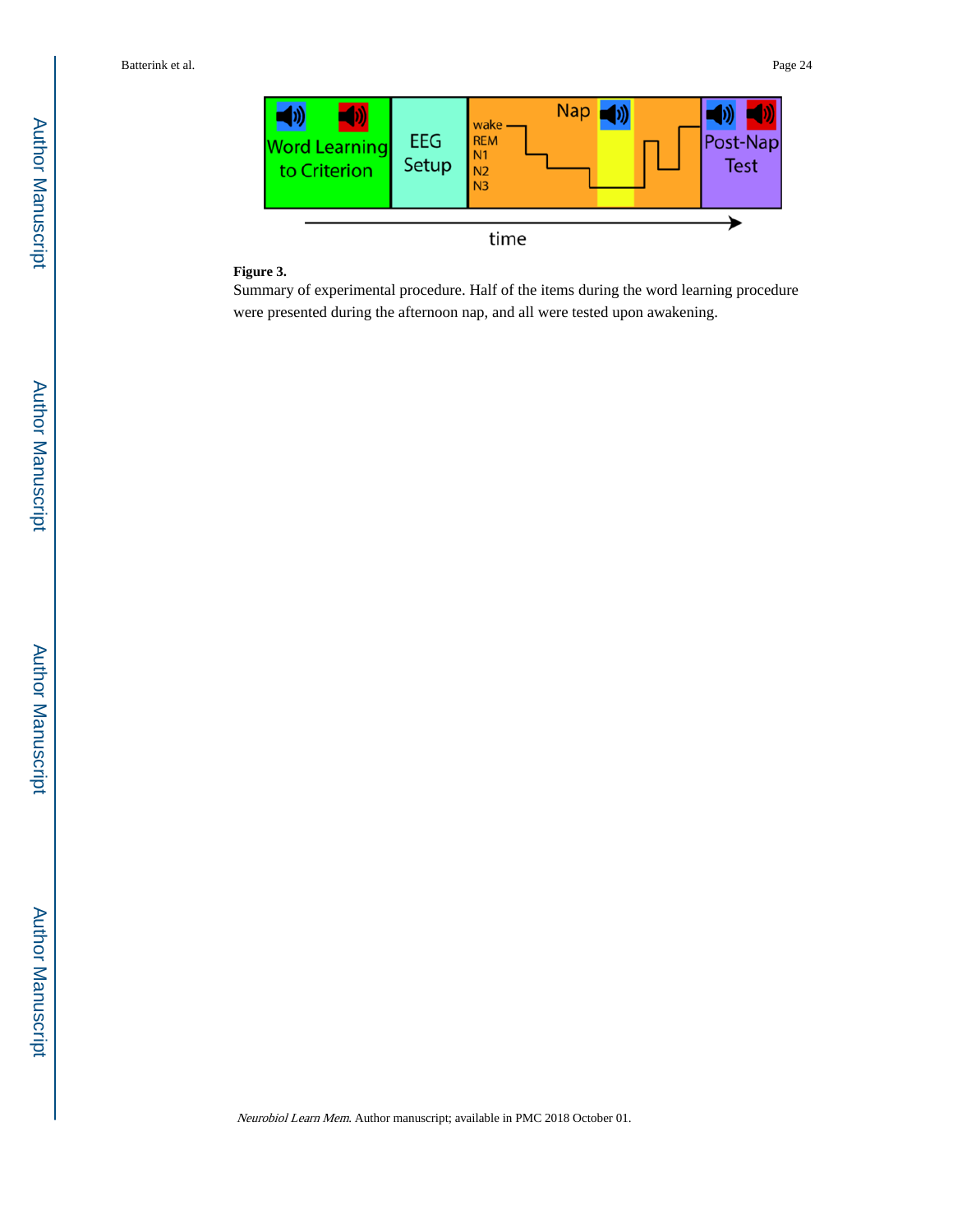**Figure 3.**

Summary of experimental procedure. Half of the items during the word learning procedure were presented during the afternoon nap, and all were tested upon awakening.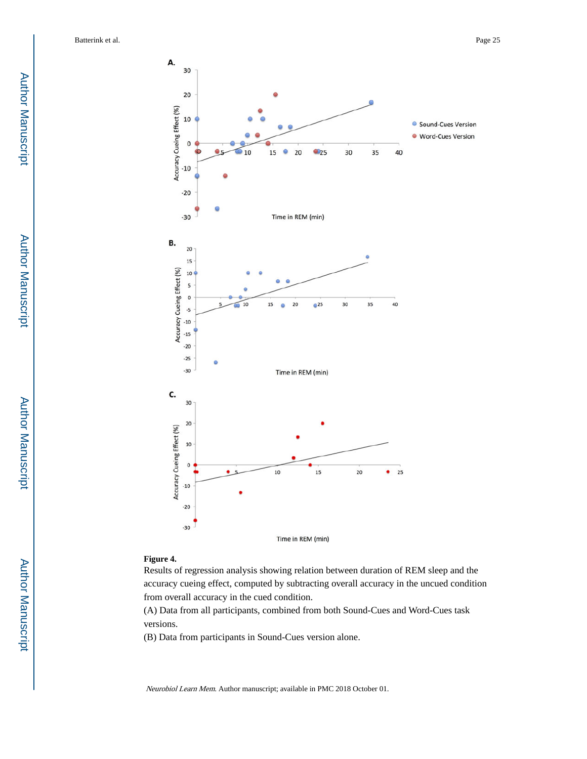**Figure 4.**

Results of regression analysis showing relation between duration of REM sleep and the accuracy cueing effect, computed by subtracting overall accuracy in the uncued condition from overall accuracy in the cued condition.

(A) Data from all participants, combined from both Sound-Cues and Word-Cues task versions.

(B) Data from participants in Sound-Cues version alone.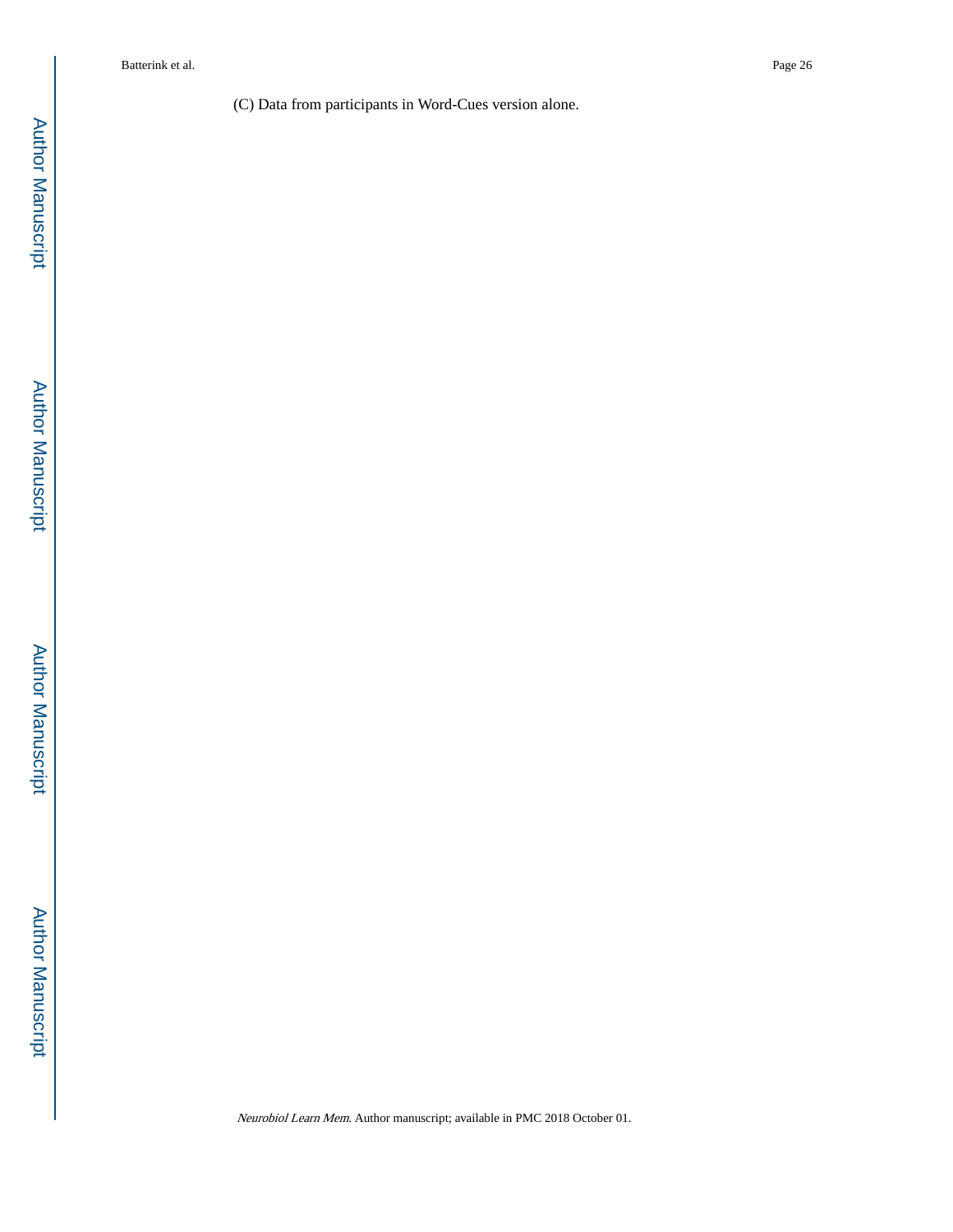(C) Data from participants in Word-Cues version alone.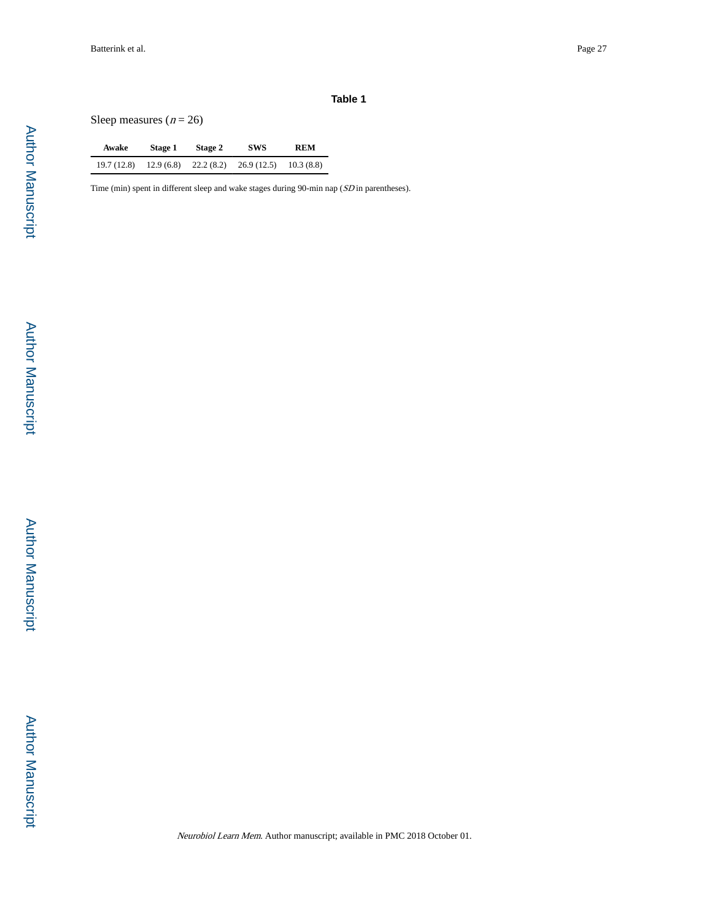## Table 1

Sleep measures ($n = 26$)

| Awake | Stage 1 | Stage 2 | SWS | REM |
|---|---|---|---|---|
| 19.7 (12.8) | 12.9 (6.8) | 22.2 (8.2) | 26.9 (12.5) | 10.3 (8.8) |

Time (min) spent in different sleep and wake stages during 90-min nap (*SD* in parentheses).